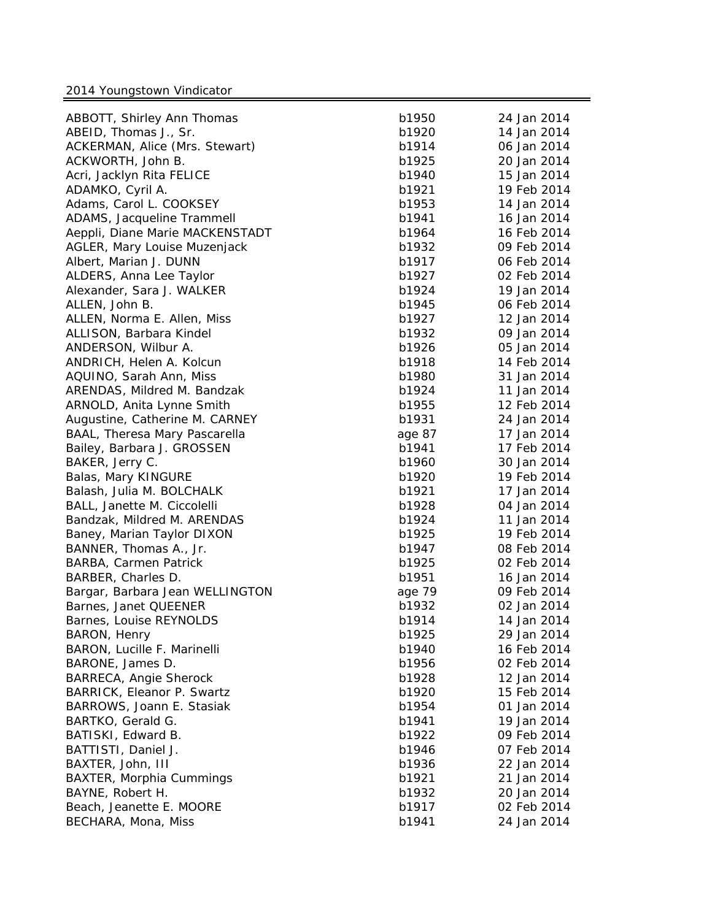2014 Youngstown Vindicator

| | | |
|---|---|---|
| ABBOTT, Shirley Ann Thomas | b1950 | 24 Jan 2014 |
| ABEID, Thomas J., Sr. | b1920 | 14 Jan 2014 |
| ACKERMAN, Alice (Mrs. Stewart) | b1914 | 06 Jan 2014 |
| ACKWORTH, John B. | b1925 | 20 Jan 2014 |
| Acri, Jacklyn Rita FELICE | b1940 | 15 Jan 2014 |
| ADAMKO, Cyril A. | b1921 | 19 Feb 2014 |
| Adams, Carol L. COOKSEY | b1953 | 14 Jan 2014 |
| ADAMS, Jacqueline Trammell | b1941 | 16 Jan 2014 |
| Aeppli, Diane Marie MACKENSTADT | b1964 | 16 Feb 2014 |
| AGLER, Mary Louise Muzenjack | b1932 | 09 Feb 2014 |
| Albert, Marian J. DUNN | b1917 | 06 Feb 2014 |
| ALDERS, Anna Lee Taylor | b1927 | 02 Feb 2014 |
| Alexander, Sara J. WALKER | b1924 | 19 Jan 2014 |
| ALLEN, John B. | b1945 | 06 Feb 2014 |
| ALLEN, Norma E. Allen, Miss | b1927 | 12 Jan 2014 |
| ALLISON, Barbara Kindel | b1932 | 09 Jan 2014 |
| ANDERSON, Wilbur A. | b1926 | 05 Jan 2014 |
| ANDRICH, Helen A. Kolcun | b1918 | 14 Feb 2014 |
| AQUINO, Sarah Ann, Miss | b1980 | 31 Jan 2014 |
| ARENDAS, Mildred M. Bandzak | b1924 | 11 Jan 2014 |
| ARNOLD, Anita Lynne Smith | b1955 | 12 Feb 2014 |
| Augustine, Catherine M. CARNEY | b1931 | 24 Jan 2014 |
| BAAL, Theresa Mary Pascarella | age 87 | 17 Jan 2014 |
| Bailey, Barbara J. GROSSEN | b1941 | 17 Feb 2014 |
| BAKER, Jerry C. | b1960 | 30 Jan 2014 |
| Balas, Mary KINGURE | b1920 | 19 Feb 2014 |
| Balash, Julia M. BOLCHALK | b1921 | 17 Jan 2014 |
| BALL, Janette M. Ciccolelli | b1928 | 04 Jan 2014 |
| Bandzak, Mildred M. ARENDAS | b1924 | 11 Jan 2014 |
| Baney, Marian Taylor DIXON | b1925 | 19 Feb 2014 |
| BANNER, Thomas A., Jr. | b1947 | 08 Feb 2014 |
| BARBA, Carmen Patrick | b1925 | 02 Feb 2014 |
| BARBER, Charles D. | b1951 | 16 Jan 2014 |
| Bargar, Barbara Jean WELLINGTON | age 79 | 09 Feb 2014 |
| Barnes, Janet QUEENER | b1932 | 02 Jan 2014 |
| Barnes, Louise REYNOLDS | b1914 | 14 Jan 2014 |
| BARON, Henry | b1925 | 29 Jan 2014 |
| BARON, Lucille F. Marinelli | b1940 | 16 Feb 2014 |
| BARONE, James D. | b1956 | 02 Feb 2014 |
| BARRECA, Angie Sherock | b1928 | 12 Jan 2014 |
| BARRICK, Eleanor P. Swartz | b1920 | 15 Feb 2014 |
| BARROWS, Joann E. Stasiak | b1954 | 01 Jan 2014 |
| BARTKO, Gerald G. | b1941 | 19 Jan 2014 |
| BATISKI, Edward B. | b1922 | 09 Feb 2014 |
| BATTISTI, Daniel J. | b1946 | 07 Feb 2014 |
| BAXTER, John, III | b1936 | 22 Jan 2014 |
| BAXTER, Morphia Cummings | b1921 | 21 Jan 2014 |
| BAYNE, Robert H. | b1932 | 20 Jan 2014 |
| Beach, Jeanette E. MOORE | b1917 | 02 Feb 2014 |
| BECHARA, Mona, Miss | b1941 | 24 Jan 2014 |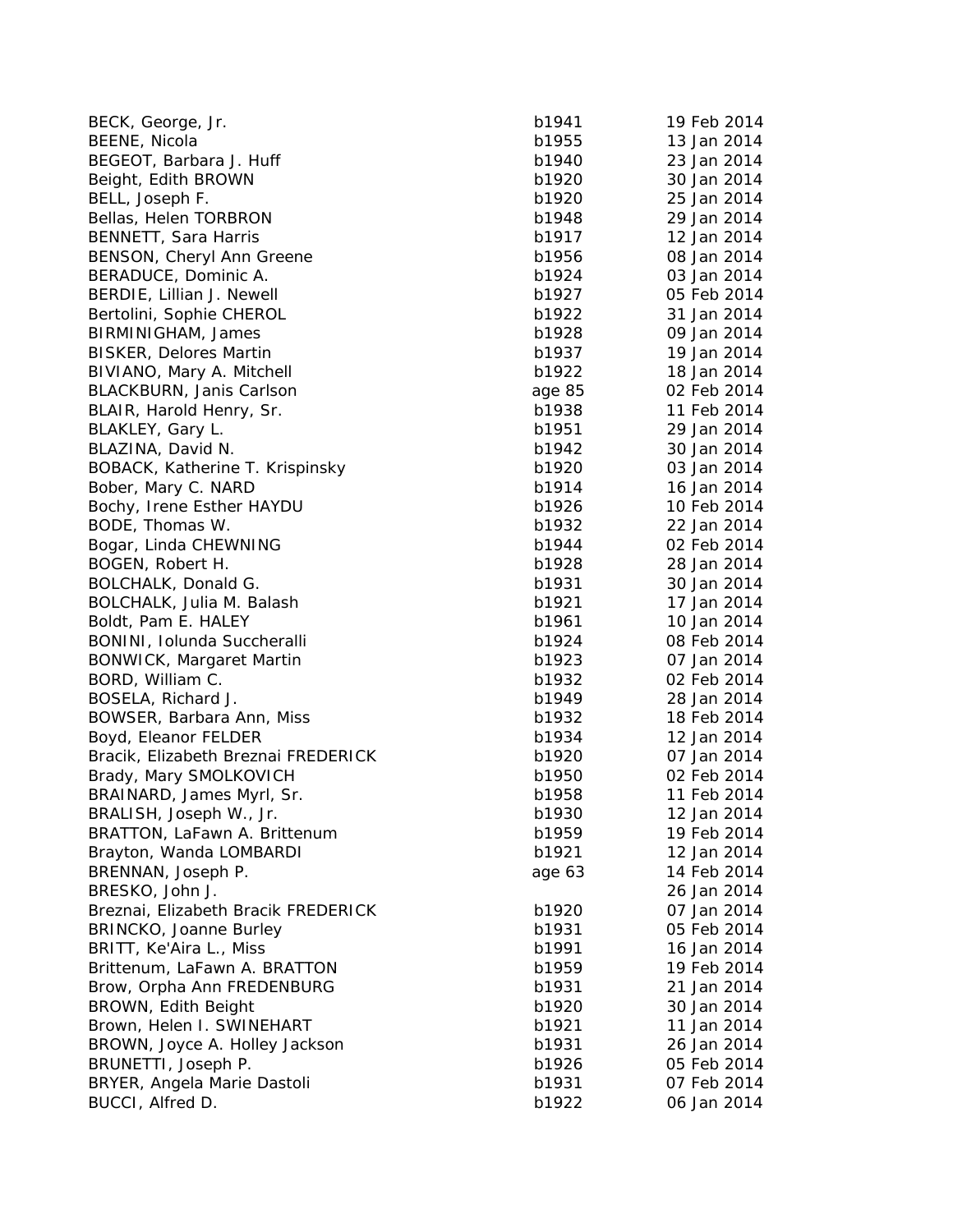| | | |
|---|---|---|
| BECK, George, Jr. | b1941 | 19 Feb 2014 |
| BEENE, Nicola | b1955 | 13 Jan 2014 |
| BEGEOT, Barbara J. Huff | b1940 | 23 Jan 2014 |
| Beight, Edith BROWN | b1920 | 30 Jan 2014 |
| BELL, Joseph F. | b1920 | 25 Jan 2014 |
| Bellas, Helen TORBRON | b1948 | 29 Jan 2014 |
| BENNETT, Sara Harris | b1917 | 12 Jan 2014 |
| BENSON, Cheryl Ann Greene | b1956 | 08 Jan 2014 |
| BERADUCE, Dominic A. | b1924 | 03 Jan 2014 |
| BERDIE, Lillian J. Newell | b1927 | 05 Feb 2014 |
| Bertolini, Sophie CHEROL | b1922 | 31 Jan 2014 |
| BIRMINIGHAM, James | b1928 | 09 Jan 2014 |
| BISKER, Delores Martin | b1937 | 19 Jan 2014 |
| BIVIANO, Mary A. Mitchell | b1922 | 18 Jan 2014 |
| BLACKBURN, Janis Carlson | age 85 | 02 Feb 2014 |
| BLAIR, Harold Henry, Sr. | b1938 | 11 Feb 2014 |
| BLAKLEY, Gary L. | b1951 | 29 Jan 2014 |
| BLAZINA, David N. | b1942 | 30 Jan 2014 |
| BOBACK, Katherine T. Krispinsky | b1920 | 03 Jan 2014 |
| Bober, Mary C. NARD | b1914 | 16 Jan 2014 |
| Bochy, Irene Esther HAYDU | b1926 | 10 Feb 2014 |
| BODE, Thomas W. | b1932 | 22 Jan 2014 |
| Bogar, Linda CHEWNING | b1944 | 02 Feb 2014 |
| BOGEN, Robert H. | b1928 | 28 Jan 2014 |
| BOLCHALK, Donald G. | b1931 | 30 Jan 2014 |
| BOLCHALK, Julia M. Balash | b1921 | 17 Jan 2014 |
| Boldt, Pam E. HALEY | b1961 | 10 Jan 2014 |
| BONINI, Iolunda Succheralli | b1924 | 08 Feb 2014 |
| BONWICK, Margaret Martin | b1923 | 07 Jan 2014 |
| BORD, William C. | b1932 | 02 Feb 2014 |
| BOSELA, Richard J. | b1949 | 28 Jan 2014 |
| BOWSER, Barbara Ann, Miss | b1932 | 18 Feb 2014 |
| Boyd, Eleanor FELDER | b1934 | 12 Jan 2014 |
| Bracik, Elizabeth Breznai FREDERICK | b1920 | 07 Jan 2014 |
| Brady, Mary SMOLKOVICH | b1950 | 02 Feb 2014 |
| BRAINARD, James Myrl, Sr. | b1958 | 11 Feb 2014 |
| BRALISH, Joseph W., Jr. | b1930 | 12 Jan 2014 |
| BRATTON, LaFawn A. Brittenum | b1959 | 19 Feb 2014 |
| Brayton, Wanda LOMBARDI | b1921 | 12 Jan 2014 |
| BRENNAN, Joseph P. | age 63 | 14 Feb 2014 |
| BRESKO, John J. | | 26 Jan 2014 |
| Breznai, Elizabeth Bracik FREDERICK | b1920 | 07 Jan 2014 |
| BRINCKO, Joanne Burley | b1931 | 05 Feb 2014 |
| BRITT, Ke'Aira L., Miss | b1991 | 16 Jan 2014 |
| Brittenum, LaFawn A. BRATTON | b1959 | 19 Feb 2014 |
| Brow, Orpha Ann FREDENBURG | b1931 | 21 Jan 2014 |
| BROWN, Edith Beight | b1920 | 30 Jan 2014 |
| Brown, Helen I. SWINEHART | b1921 | 11 Jan 2014 |
| BROWN, Joyce A. Holley Jackson | b1931 | 26 Jan 2014 |
| BRUNETTI, Joseph P. | b1926 | 05 Feb 2014 |
| BRYER, Angela Marie Dastoli | b1931 | 07 Feb 2014 |
| BUCCI, Alfred D. | b1922 | 06 Jan 2014 |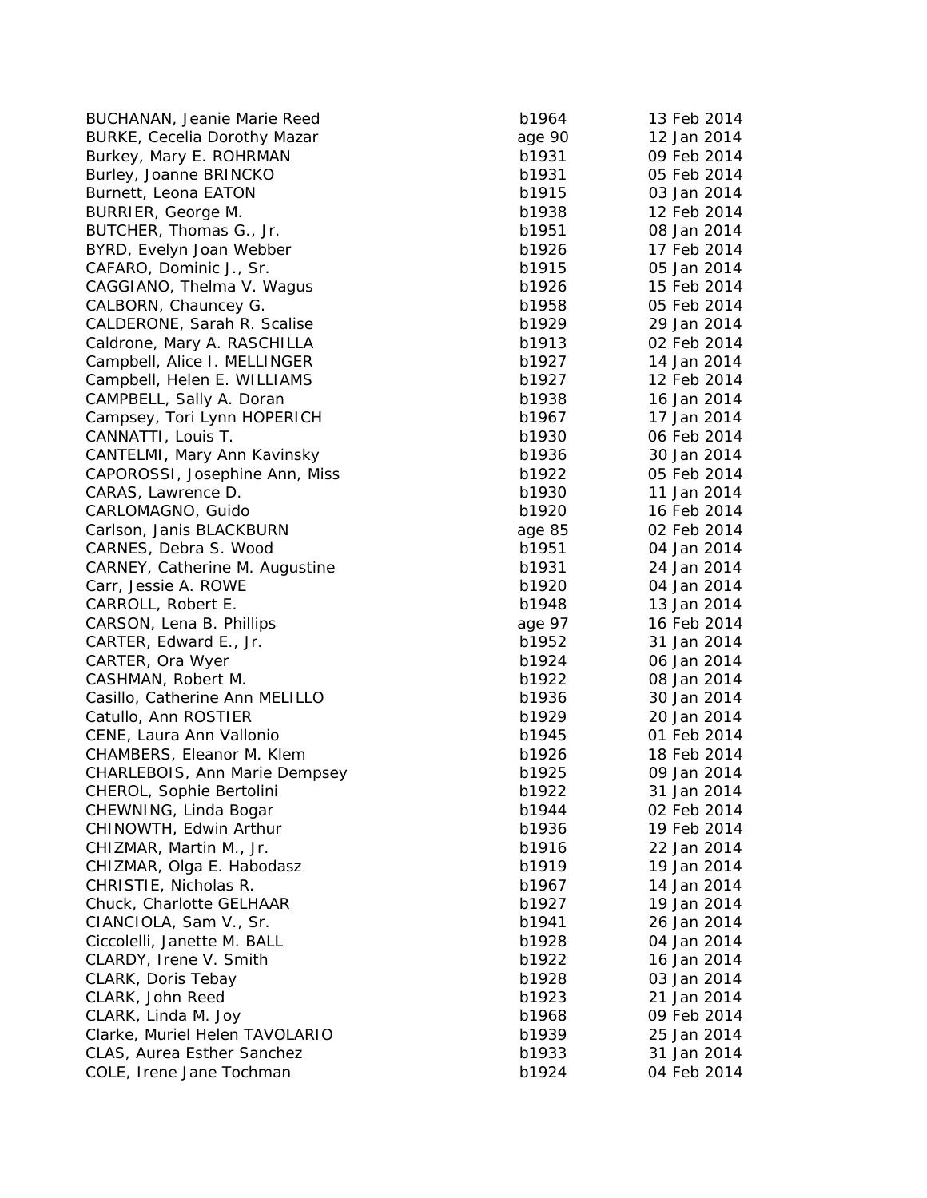| | | |
|---|---|---|
| BUCHANAN, Jeanie Marie Reed | b1964 | 13 Feb 2014 |
| BURKE, Cecelia Dorothy Mazar | age 90 | 12 Jan 2014 |
| Burkey, Mary E. ROHRMAN | b1931 | 09 Feb 2014 |
| Burley, Joanne BRINCKO | b1931 | 05 Feb 2014 |
| Burnett, Leona EATON | b1915 | 03 Jan 2014 |
| BURRIER, George M. | b1938 | 12 Feb 2014 |
| BUTCHER, Thomas G., Jr. | b1951 | 08 Jan 2014 |
| BYRD, Evelyn Joan Webber | b1926 | 17 Feb 2014 |
| CAFARO, Dominic J., Sr. | b1915 | 05 Jan 2014 |
| CAGGIANO, Thelma V. Wagus | b1926 | 15 Feb 2014 |
| CALBORN, Chauncey G. | b1958 | 05 Feb 2014 |
| CALDERONE, Sarah R. Scalise | b1929 | 29 Jan 2014 |
| Caldrone, Mary A. RASCHILLA | b1913 | 02 Feb 2014 |
| Campbell, Alice I. MELLINGER | b1927 | 14 Jan 2014 |
| Campbell, Helen E. WILLIAMS | b1927 | 12 Feb 2014 |
| CAMPBELL, Sally A. Doran | b1938 | 16 Jan 2014 |
| Campsey, Tori Lynn HOPERICH | b1967 | 17 Jan 2014 |
| CANNATTI, Louis T. | b1930 | 06 Feb 2014 |
| CANTELMI, Mary Ann Kavinsky | b1936 | 30 Jan 2014 |
| CAPOROSSI, Josephine Ann, Miss | b1922 | 05 Feb 2014 |
| CARAS, Lawrence D. | b1930 | 11 Jan 2014 |
| CARLOMAGNO, Guido | b1920 | 16 Feb 2014 |
| Carlson, Janis BLACKBURN | age 85 | 02 Feb 2014 |
| CARNES, Debra S. Wood | b1951 | 04 Jan 2014 |
| CARNEY, Catherine M. Augustine | b1931 | 24 Jan 2014 |
| Carr, Jessie A. ROWE | b1920 | 04 Jan 2014 |
| CARROLL, Robert E. | b1948 | 13 Jan 2014 |
| CARSON, Lena B. Phillips | age 97 | 16 Feb 2014 |
| CARTER, Edward E., Jr. | b1952 | 31 Jan 2014 |
| CARTER, Ora Wyer | b1924 | 06 Jan 2014 |
| CASHMAN, Robert M. | b1922 | 08 Jan 2014 |
| Casillo, Catherine Ann MELILLO | b1936 | 30 Jan 2014 |
| Catullo, Ann ROSTIER | b1929 | 20 Jan 2014 |
| CENE, Laura Ann Vallonio | b1945 | 01 Feb 2014 |
| CHAMBERS, Eleanor M. Klem | b1926 | 18 Feb 2014 |
| CHARLEBOIS, Ann Marie Dempsey | b1925 | 09 Jan 2014 |
| CHEROL, Sophie Bertolini | b1922 | 31 Jan 2014 |
| CHEWNING, Linda Bogar | b1944 | 02 Feb 2014 |
| CHINOWTH, Edwin Arthur | b1936 | 19 Feb 2014 |
| CHIZMAR, Martin M., Jr. | b1916 | 22 Jan 2014 |
| CHIZMAR, Olga E. Habodasz | b1919 | 19 Jan 2014 |
| CHRISTIE, Nicholas R. | b1967 | 14 Jan 2014 |
| Chuck, Charlotte GELHAAR | b1927 | 19 Jan 2014 |
| CIANCIOLA, Sam V., Sr. | b1941 | 26 Jan 2014 |
| Ciccolelli, Janette M. BALL | b1928 | 04 Jan 2014 |
| CLARDY, Irene V. Smith | b1922 | 16 Jan 2014 |
| CLARK, Doris Tebay | b1928 | 03 Jan 2014 |
| CLARK, John Reed | b1923 | 21 Jan 2014 |
| CLARK, Linda M. Joy | b1968 | 09 Feb 2014 |
| Clarke, Muriel Helen TAVOLARIO | b1939 | 25 Jan 2014 |
| CLAS, Aurea Esther Sanchez | b1933 | 31 Jan 2014 |
| COLE, Irene Jane Tochman | b1924 | 04 Feb 2014 |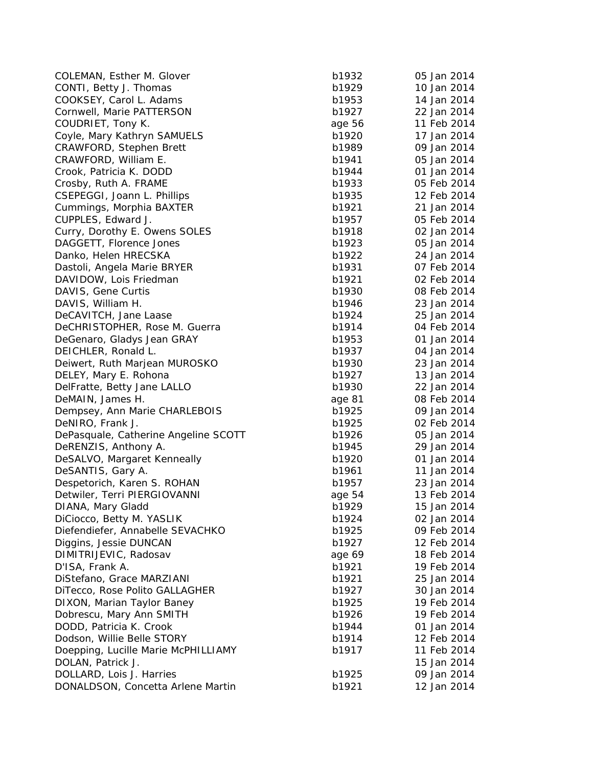| | | |
|---|---|---|
| COLEMAN, Esther M. Glover | b1932 | 05 Jan 2014 |
| CONTI, Betty J. Thomas | b1929 | 10 Jan 2014 |
| COOKSEY, Carol L. Adams | b1953 | 14 Jan 2014 |
| Cornwell, Marie PATTERSON | b1927 | 22 Jan 2014 |
| COUDRIET, Tony K. | age 56 | 11 Feb 2014 |
| Coyle, Mary Kathryn SAMUELS | b1920 | 17 Jan 2014 |
| CRAWFORD, Stephen Brett | b1989 | 09 Jan 2014 |
| CRAWFORD, William E. | b1941 | 05 Jan 2014 |
| Crook, Patricia K. DODD | b1944 | 01 Jan 2014 |
| Crosby, Ruth A. FRAME | b1933 | 05 Feb 2014 |
| CSEPEGGI, Joann L. Phillips | b1935 | 12 Feb 2014 |
| Cummings, Morphia BAXTER | b1921 | 21 Jan 2014 |
| CUPPLES, Edward J. | b1957 | 05 Feb 2014 |
| Curry, Dorothy E. Owens SOLES | b1918 | 02 Jan 2014 |
| DAGGETT, Florence Jones | b1923 | 05 Jan 2014 |
| Danko, Helen HRECSKA | b1922 | 24 Jan 2014 |
| Dastoli, Angela Marie BRYER | b1931 | 07 Feb 2014 |
| DAVIDOW, Lois Friedman | b1921 | 02 Feb 2014 |
| DAVIS, Gene Curtis | b1930 | 08 Feb 2014 |
| DAVIS, William H. | b1946 | 23 Jan 2014 |
| DeCAVITCH, Jane Laase | b1924 | 25 Jan 2014 |
| DeCHRISTOPHER, Rose M. Guerra | b1914 | 04 Feb 2014 |
| DeGenaro, Gladys Jean GRAY | b1953 | 01 Jan 2014 |
| DEICHLER, Ronald L. | b1937 | 04 Jan 2014 |
| Deiwert, Ruth Marjean MUROSKO | b1930 | 23 Jan 2014 |
| DELEY, Mary E. Rohona | b1927 | 13 Jan 2014 |
| DelFratte, Betty Jane LALLO | b1930 | 22 Jan 2014 |
| DeMAIN, James H. | age 81 | 08 Feb 2014 |
| Dempsey, Ann Marie CHARLEBOIS | b1925 | 09 Jan 2014 |
| DeNIRO, Frank J. | b1925 | 02 Feb 2014 |
| DePasquale, Catherine Angeline SCOTT | b1926 | 05 Jan 2014 |
| DeRENZIS, Anthony A. | b1945 | 29 Jan 2014 |
| DeSALVO, Margaret Kenneally | b1920 | 01 Jan 2014 |
| DeSANTIS, Gary A. | b1961 | 11 Jan 2014 |
| Despetorich, Karen S. ROHAN | b1957 | 23 Jan 2014 |
| Detwiler, Terri PIERGIOVANNI | age 54 | 13 Feb 2014 |
| DIANA, Mary Gladd | b1929 | 15 Jan 2014 |
| DiCiocco, Betty M. YASLIK | b1924 | 02 Jan 2014 |
| Diefendiefer, Annabelle SEVACHKO | b1925 | 09 Feb 2014 |
| Diggins, Jessie DUNCAN | b1927 | 12 Feb 2014 |
| DIMITRIJEVIC, Radosav | age 69 | 18 Feb 2014 |
| D'ISA, Frank A. | b1921 | 19 Feb 2014 |
| DiStefano, Grace MARZIANI | b1921 | 25 Jan 2014 |
| DiTecco, Rose Polito GALLAGHER | b1927 | 30 Jan 2014 |
| DIXON, Marian Taylor Baney | b1925 | 19 Feb 2014 |
| Dobrescu, Mary Ann SMITH | b1926 | 19 Feb 2014 |
| DODD, Patricia K. Crook | b1944 | 01 Jan 2014 |
| Dodson, Willie Belle STORY | b1914 | 12 Feb 2014 |
| Doepping, Lucille Marie McPHILLIAMY | b1917 | 11 Feb 2014 |
| DOLAN, Patrick J. | | 15 Jan 2014 |
| DOLLARD, Lois J. Harries | b1925 | 09 Jan 2014 |
| DONALDSON, Concetta Arlene Martin | b1921 | 12 Jan 2014 |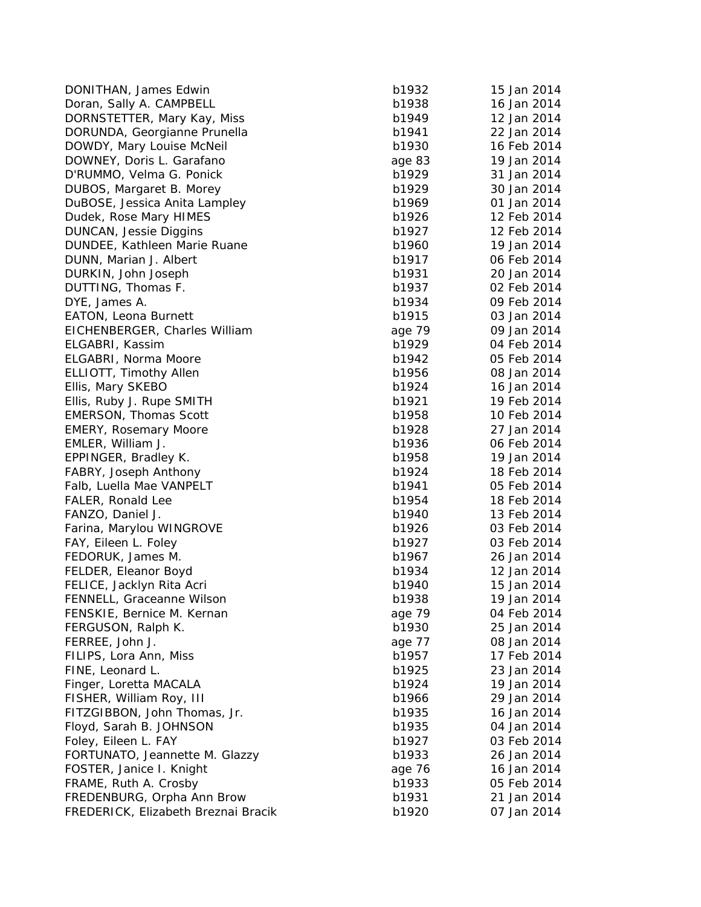| | | |
|---|---|---|
| DONITHAN, James Edwin | b1932 | 15 Jan 2014 |
| Doran, Sally A. CAMPBELL | b1938 | 16 Jan 2014 |
| DORNSTETTER, Mary Kay, Miss | b1949 | 12 Jan 2014 |
| DORUNDA, Georgianne Prunella | b1941 | 22 Jan 2014 |
| DOWDY, Mary Louise McNeil | b1930 | 16 Feb 2014 |
| DOWNEY, Doris L. Garafano | age 83 | 19 Jan 2014 |
| D'RUMMO, Velma G. Ponick | b1929 | 31 Jan 2014 |
| DUBOS, Margaret B. Morey | b1929 | 30 Jan 2014 |
| DuBOSE, Jessica Anita Lampley | b1969 | 01 Jan 2014 |
| Dudek, Rose Mary HIMES | b1926 | 12 Feb 2014 |
| DUNCAN, Jessie Diggins | b1927 | 12 Feb 2014 |
| DUNDEE, Kathleen Marie Ruane | b1960 | 19 Jan 2014 |
| DUNN, Marian J. Albert | b1917 | 06 Feb 2014 |
| DURKIN, John Joseph | b1931 | 20 Jan 2014 |
| DUTTING, Thomas F. | b1937 | 02 Feb 2014 |
| DYE, James A. | b1934 | 09 Feb 2014 |
| EATON, Leona Burnett | b1915 | 03 Jan 2014 |
| EICHENBERGER, Charles William | age 79 | 09 Jan 2014 |
| ELGABRI, Kassim | b1929 | 04 Feb 2014 |
| ELGABRI, Norma Moore | b1942 | 05 Feb 2014 |
| ELLIOTT, Timothy Allen | b1956 | 08 Jan 2014 |
| Ellis, Mary SKEBO | b1924 | 16 Jan 2014 |
| Ellis, Ruby J. Rupe SMITH | b1921 | 19 Feb 2014 |
| EMERSON, Thomas Scott | b1958 | 10 Feb 2014 |
| EMERY, Rosemary Moore | b1928 | 27 Jan 2014 |
| EMLER, William J. | b1936 | 06 Feb 2014 |
| EPPINGER, Bradley K. | b1958 | 19 Jan 2014 |
| FABRY, Joseph Anthony | b1924 | 18 Feb 2014 |
| Falb, Luella Mae VANPELT | b1941 | 05 Feb 2014 |
| FALER, Ronald Lee | b1954 | 18 Feb 2014 |
| FANZO, Daniel J. | b1940 | 13 Feb 2014 |
| Farina, Marylou WINGROVE | b1926 | 03 Feb 2014 |
| FAY, Eileen L. Foley | b1927 | 03 Feb 2014 |
| FEDORUK, James M. | b1967 | 26 Jan 2014 |
| FELDER, Eleanor Boyd | b1934 | 12 Jan 2014 |
| FELICE, Jacklyn Rita Acri | b1940 | 15 Jan 2014 |
| FENNELL, Graceanne Wilson | b1938 | 19 Jan 2014 |
| FENSKIE, Bernice M. Kernan | age 79 | 04 Feb 2014 |
| FERGUSON, Ralph K. | b1930 | 25 Jan 2014 |
| FERREE, John J. | age 77 | 08 Jan 2014 |
| FILIPS, Lora Ann, Miss | b1957 | 17 Feb 2014 |
| FINE, Leonard L. | b1925 | 23 Jan 2014 |
| Finger, Loretta MACALA | b1924 | 19 Jan 2014 |
| FISHER, William Roy, III | b1966 | 29 Jan 2014 |
| FITZGIBBON, John Thomas, Jr. | b1935 | 16 Jan 2014 |
| Floyd, Sarah B. JOHNSON | b1935 | 04 Jan 2014 |
| Foley, Eileen L. FAY | b1927 | 03 Feb 2014 |
| FORTUNATO, Jeannette M. Glazzy | b1933 | 26 Jan 2014 |
| FOSTER, Janice I. Knight | age 76 | 16 Jan 2014 |
| FRAME, Ruth A. Crosby | b1933 | 05 Feb 2014 |
| FREDENBURG, Orpha Ann Brow | b1931 | 21 Jan 2014 |
| FREDERICK, Elizabeth Breznai Bracik | b1920 | 07 Jan 2014 |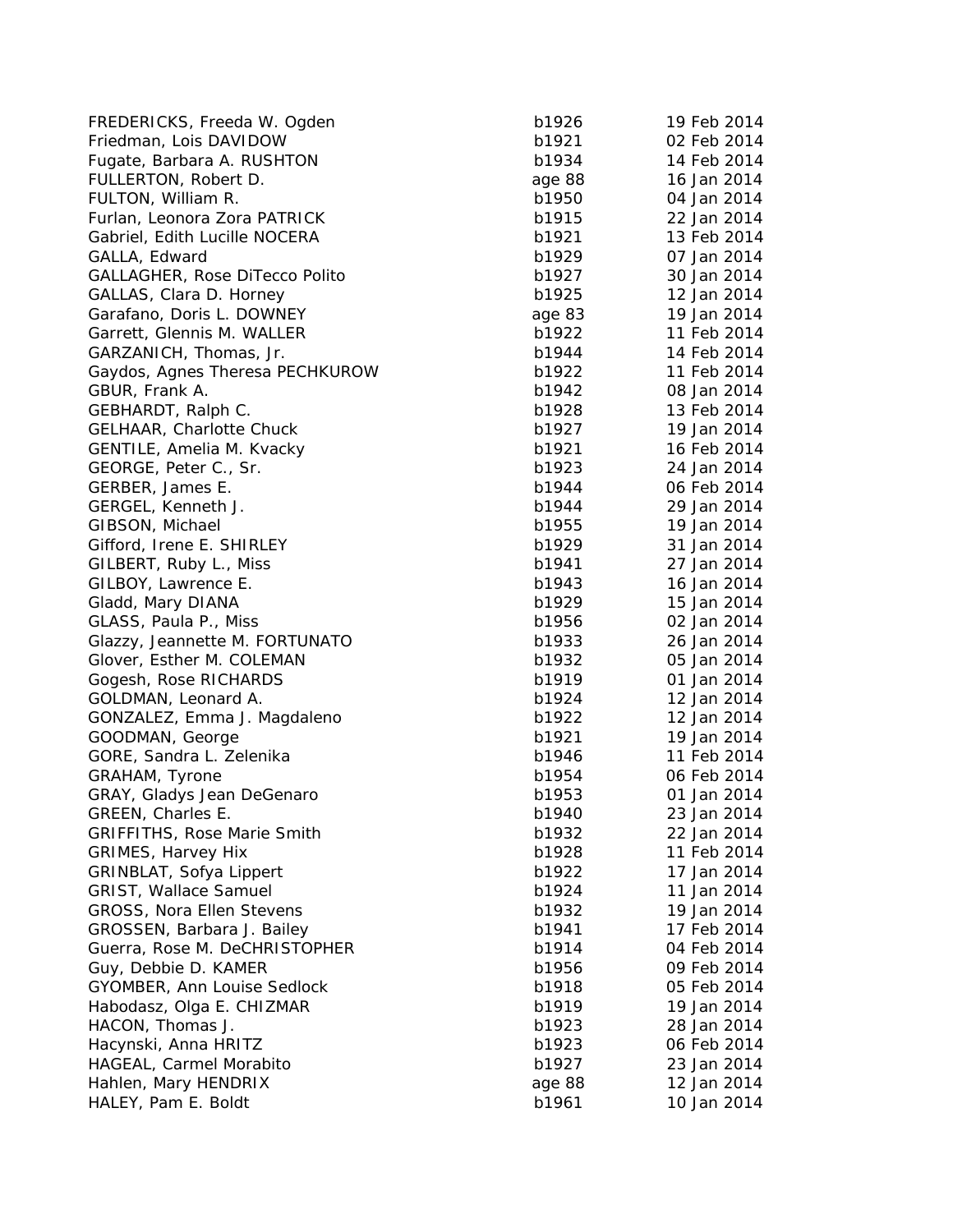| | | |
|---|---|---|
| FREDERICKS, Freeda W. Ogden | b1926 | 19 Feb 2014 |
| Friedman, Lois DAVIDOW | b1921 | 02 Feb 2014 |
| Fugate, Barbara A. RUSHTON | b1934 | 14 Feb 2014 |
| FULLERTON, Robert D. | age 88 | 16 Jan 2014 |
| FULTON, William R. | b1950 | 04 Jan 2014 |
| Furlan, Leonora Zora PATRICK | b1915 | 22 Jan 2014 |
| Gabriel, Edith Lucille NOCERA | b1921 | 13 Feb 2014 |
| GALLA, Edward | b1929 | 07 Jan 2014 |
| GALLAGHER, Rose DiTecco Polito | b1927 | 30 Jan 2014 |
| GALLAS, Clara D. Horney | b1925 | 12 Jan 2014 |
| Garafano, Doris L. DOWNEY | age 83 | 19 Jan 2014 |
| Garrett, Glennis M. WALLER | b1922 | 11 Feb 2014 |
| GARZANICH, Thomas, Jr. | b1944 | 14 Feb 2014 |
| Gaydos, Agnes Theresa PECHKUROW | b1922 | 11 Feb 2014 |
| GBUR, Frank A. | b1942 | 08 Jan 2014 |
| GEBHARDT, Ralph C. | b1928 | 13 Feb 2014 |
| GELHAAR, Charlotte Chuck | b1927 | 19 Jan 2014 |
| GENTILE, Amelia M. Kvacky | b1921 | 16 Feb 2014 |
| GEORGE, Peter C., Sr. | b1923 | 24 Jan 2014 |
| GERBER, James E. | b1944 | 06 Feb 2014 |
| GERGEL, Kenneth J. | b1944 | 29 Jan 2014 |
| GIBSON, Michael | b1955 | 19 Jan 2014 |
| Gifford, Irene E. SHIRLEY | b1929 | 31 Jan 2014 |
| GILBERT, Ruby L., Miss | b1941 | 27 Jan 2014 |
| GILBOY, Lawrence E. | b1943 | 16 Jan 2014 |
| Gladd, Mary DIANA | b1929 | 15 Jan 2014 |
| GLASS, Paula P., Miss | b1956 | 02 Jan 2014 |
| Glazzy, Jeannette M. FORTUNATO | b1933 | 26 Jan 2014 |
| Glover, Esther M. COLEMAN | b1932 | 05 Jan 2014 |
| Gogesh, Rose RICHARDS | b1919 | 01 Jan 2014 |
| GOLDMAN, Leonard A. | b1924 | 12 Jan 2014 |
| GONZALEZ, Emma J. Magdaleno | b1922 | 12 Jan 2014 |
| GOODMAN, George | b1921 | 19 Jan 2014 |
| GORE, Sandra L. Zelenika | b1946 | 11 Feb 2014 |
| GRAHAM, Tyrone | b1954 | 06 Feb 2014 |
| GRAY, Gladys Jean DeGenaro | b1953 | 01 Jan 2014 |
| GREEN, Charles E. | b1940 | 23 Jan 2014 |
| GRIFFITHS, Rose Marie Smith | b1932 | 22 Jan 2014 |
| GRIMES, Harvey Hix | b1928 | 11 Feb 2014 |
| GRINBLAT, Sofya Lippert | b1922 | 17 Jan 2014 |
| GRIST, Wallace Samuel | b1924 | 11 Jan 2014 |
| GROSS, Nora Ellen Stevens | b1932 | 19 Jan 2014 |
| GROSSEN, Barbara J. Bailey | b1941 | 17 Feb 2014 |
| Guerra, Rose M. DeCHRISTOPHER | b1914 | 04 Feb 2014 |
| Guy, Debbie D. KAMER | b1956 | 09 Feb 2014 |
| GYOMBER, Ann Louise Sedlock | b1918 | 05 Feb 2014 |
| Habodasz, Olga E. CHIZMAR | b1919 | 19 Jan 2014 |
| HACON, Thomas J. | b1923 | 28 Jan 2014 |
| Hacynski, Anna HRITZ | b1923 | 06 Feb 2014 |
| HAGEAL, Carmel Morabito | b1927 | 23 Jan 2014 |
| Hahlen, Mary HENDRIX | age 88 | 12 Jan 2014 |
| HALEY, Pam E. Boldt | b1961 | 10 Jan 2014 |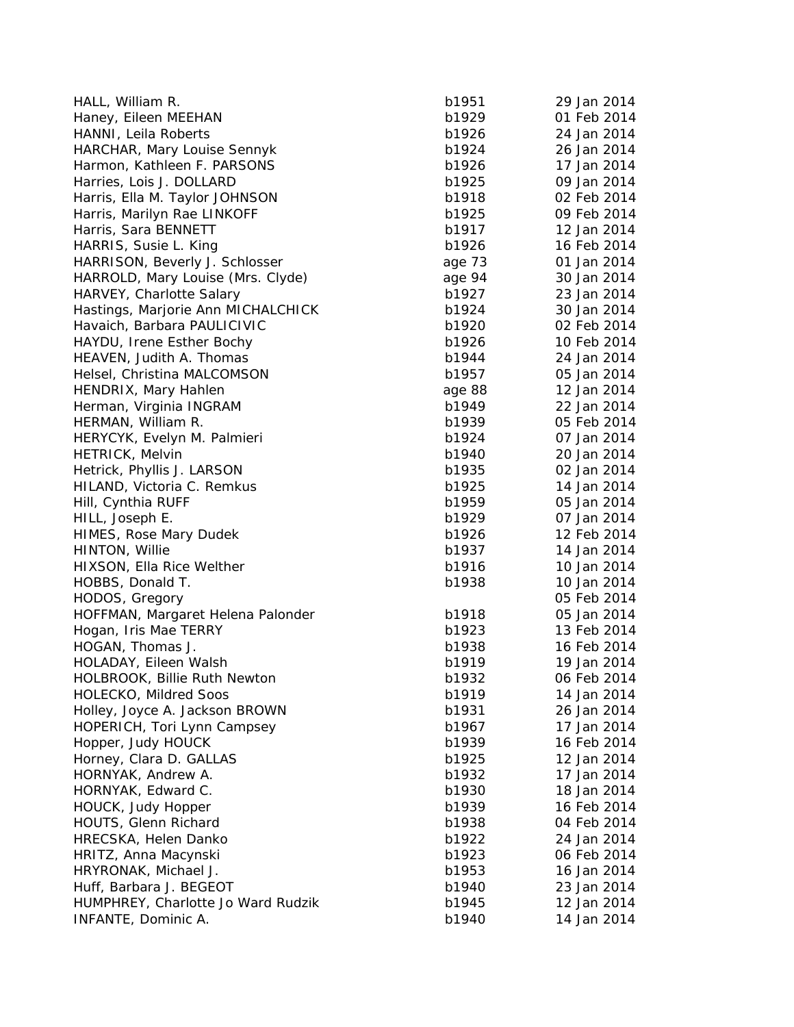| | | |
|---|---|---|
| HALL, William R. | b1951 | 29 Jan 2014 |
| Haney, Eileen MEEHAN | b1929 | 01 Feb 2014 |
| HANNI, Leila Roberts | b1926 | 24 Jan 2014 |
| HARCHAR, Mary Louise Sennyk | b1924 | 26 Jan 2014 |
| Harmon, Kathleen F. PARSONS | b1926 | 17 Jan 2014 |
| Harries, Lois J. DOLLARD | b1925 | 09 Jan 2014 |
| Harris, Ella M. Taylor JOHNSON | b1918 | 02 Feb 2014 |
| Harris, Marilyn Rae LINKOFF | b1925 | 09 Feb 2014 |
| Harris, Sara BENNETT | b1917 | 12 Jan 2014 |
| HARRIS, Susie L. King | b1926 | 16 Feb 2014 |
| HARRISON, Beverly J. Schlosser | age 73 | 01 Jan 2014 |
| HARROLD, Mary Louise (Mrs. Clyde) | age 94 | 30 Jan 2014 |
| HARVEY, Charlotte Salary | b1927 | 23 Jan 2014 |
| Hastings, Marjorie Ann MICHALCHICK | b1924 | 30 Jan 2014 |
| Havaich, Barbara PAULICIVIC | b1920 | 02 Feb 2014 |
| HAYDU, Irene Esther Bochy | b1926 | 10 Feb 2014 |
| HEAVEN, Judith A. Thomas | b1944 | 24 Jan 2014 |
| Helsel, Christina MALCOMSON | b1957 | 05 Jan 2014 |
| HENDRIX, Mary Hahlen | age 88 | 12 Jan 2014 |
| Herman, Virginia INGRAM | b1949 | 22 Jan 2014 |
| HERMAN, William R. | b1939 | 05 Feb 2014 |
| HERYCYK, Evelyn M. Palmieri | b1924 | 07 Jan 2014 |
| HETRICK, Melvin | b1940 | 20 Jan 2014 |
| Hetrick, Phyllis J. LARSON | b1935 | 02 Jan 2014 |
| HILAND, Victoria C. Remkus | b1925 | 14 Jan 2014 |
| Hill, Cynthia RUFF | b1959 | 05 Jan 2014 |
| HILL, Joseph E. | b1929 | 07 Jan 2014 |
| HIMES, Rose Mary Dudek | b1926 | 12 Feb 2014 |
| HINTON, Willie | b1937 | 14 Jan 2014 |
| HIXSON, Ella Rice Welther | b1916 | 10 Jan 2014 |
| HOBBS, Donald T. | b1938 | 10 Jan 2014 |
| HODOS, Gregory | | 05 Feb 2014 |
| HOFFMAN, Margaret Helena Palonder | b1918 | 05 Jan 2014 |
| Hogan, Iris Mae TERRY | b1923 | 13 Feb 2014 |
| HOGAN, Thomas J. | b1938 | 16 Feb 2014 |
| HOLADAY, Eileen Walsh | b1919 | 19 Jan 2014 |
| HOLBROOK, Billie Ruth Newton | b1932 | 06 Feb 2014 |
| HOLECKO, Mildred Soos | b1919 | 14 Jan 2014 |
| Holley, Joyce A. Jackson BROWN | b1931 | 26 Jan 2014 |
| HOPERICH, Tori Lynn Campsey | b1967 | 17 Jan 2014 |
| Hopper, Judy HOUCK | b1939 | 16 Feb 2014 |
| Horney, Clara D. GALLAS | b1925 | 12 Jan 2014 |
| HORNYAK, Andrew A. | b1932 | 17 Jan 2014 |
| HORNYAK, Edward C. | b1930 | 18 Jan 2014 |
| HOUCK, Judy Hopper | b1939 | 16 Feb 2014 |
| HOUTS, Glenn Richard | b1938 | 04 Feb 2014 |
| HRECSKA, Helen Danko | b1922 | 24 Jan 2014 |
| HRITZ, Anna Macynski | b1923 | 06 Feb 2014 |
| HRYRONAK, Michael J. | b1953 | 16 Jan 2014 |
| Huff, Barbara J. BEGEOT | b1940 | 23 Jan 2014 |
| HUMPHREY, Charlotte Jo Ward Rudzik | b1945 | 12 Jan 2014 |
| INFANTE, Dominic A. | b1940 | 14 Jan 2014 |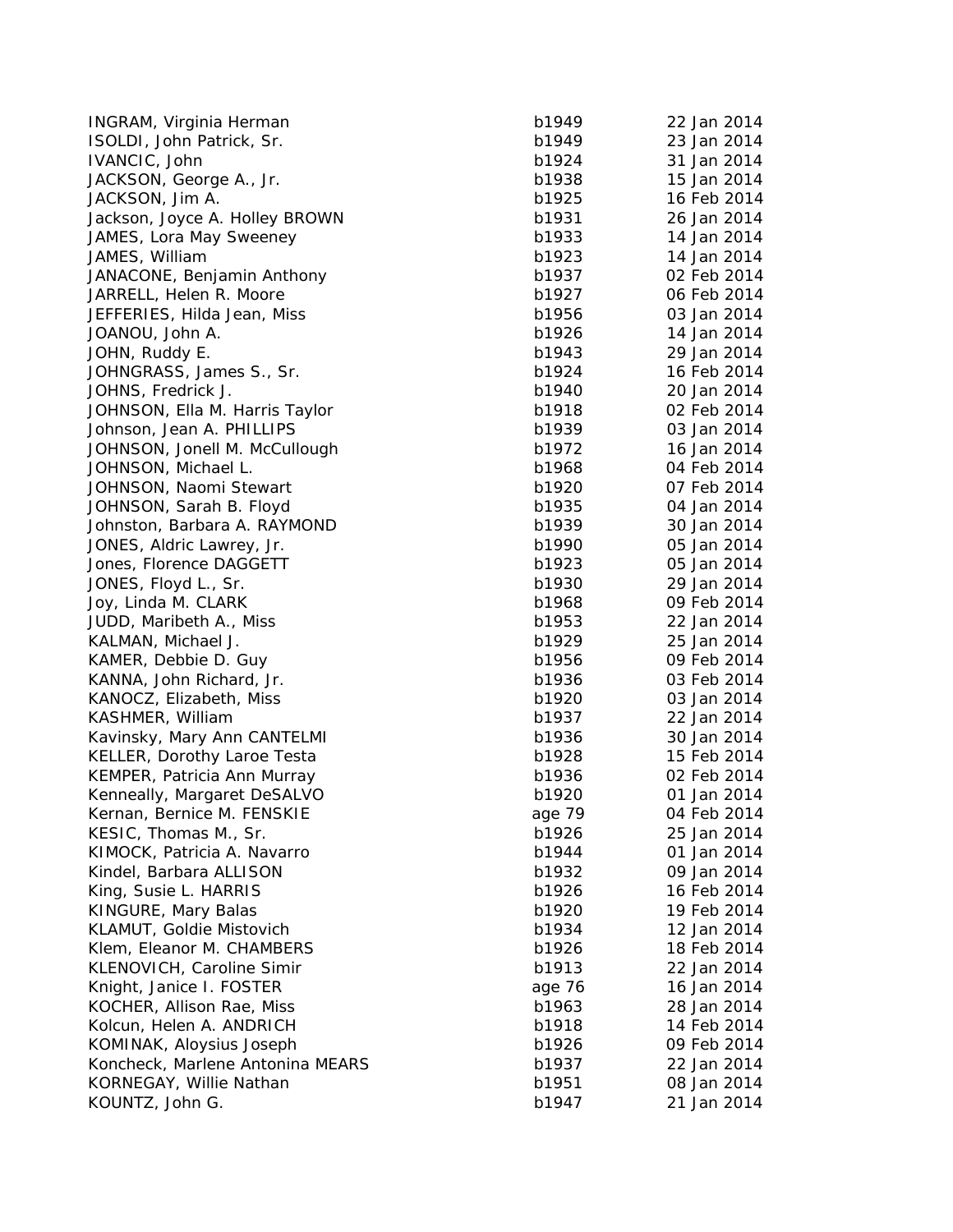| | | |
|---|---|---|
| INGRAM, Virginia Herman | b1949 | 22 Jan 2014 |
| ISOLDI, John Patrick, Sr. | b1949 | 23 Jan 2014 |
| IVANCIC, John | b1924 | 31 Jan 2014 |
| JACKSON, George A., Jr. | b1938 | 15 Jan 2014 |
| JACKSON, Jim A. | b1925 | 16 Feb 2014 |
| Jackson, Joyce A. Holley BROWN | b1931 | 26 Jan 2014 |
| JAMES, Lora May Sweeney | b1933 | 14 Jan 2014 |
| JAMES, William | b1923 | 14 Jan 2014 |
| JANACONE, Benjamin Anthony | b1937 | 02 Feb 2014 |
| JARRELL, Helen R. Moore | b1927 | 06 Feb 2014 |
| JEFFERIES, Hilda Jean, Miss | b1956 | 03 Jan 2014 |
| JOANOU, John A. | b1926 | 14 Jan 2014 |
| JOHN, Ruddy E. | b1943 | 29 Jan 2014 |
| JOHNGRASS, James S., Sr. | b1924 | 16 Feb 2014 |
| JOHNS, Fredrick J. | b1940 | 20 Jan 2014 |
| JOHNSON, Ella M. Harris Taylor | b1918 | 02 Feb 2014 |
| Johnson, Jean A. PHILLIPS | b1939 | 03 Jan 2014 |
| JOHNSON, Jonell M. McCullough | b1972 | 16 Jan 2014 |
| JOHNSON, Michael L. | b1968 | 04 Feb 2014 |
| JOHNSON, Naomi Stewart | b1920 | 07 Feb 2014 |
| JOHNSON, Sarah B. Floyd | b1935 | 04 Jan 2014 |
| Johnston, Barbara A. RAYMOND | b1939 | 30 Jan 2014 |
| JONES, Aldric Lawrey, Jr. | b1990 | 05 Jan 2014 |
| Jones, Florence DAGGETT | b1923 | 05 Jan 2014 |
| JONES, Floyd L., Sr. | b1930 | 29 Jan 2014 |
| Joy, Linda M. CLARK | b1968 | 09 Feb 2014 |
| JUDD, Maribeth A., Miss | b1953 | 22 Jan 2014 |
| KALMAN, Michael J. | b1929 | 25 Jan 2014 |
| KAMER, Debbie D. Guy | b1956 | 09 Feb 2014 |
| KANNA, John Richard, Jr. | b1936 | 03 Feb 2014 |
| KANOCZ, Elizabeth, Miss | b1920 | 03 Jan 2014 |
| KASHMER, William | b1937 | 22 Jan 2014 |
| Kavinsky, Mary Ann CANTELMI | b1936 | 30 Jan 2014 |
| KELLER, Dorothy Laroe Testa | b1928 | 15 Feb 2014 |
| KEMPER, Patricia Ann Murray | b1936 | 02 Feb 2014 |
| Kenneally, Margaret DeSALVO | b1920 | 01 Jan 2014 |
| Kernan, Bernice M. FENSKIE | age 79 | 04 Feb 2014 |
| KESIC, Thomas M., Sr. | b1926 | 25 Jan 2014 |
| KIMOCK, Patricia A. Navarro | b1944 | 01 Jan 2014 |
| Kindel, Barbara ALLISON | b1932 | 09 Jan 2014 |
| King, Susie L. HARRIS | b1926 | 16 Feb 2014 |
| KINGURE, Mary Balas | b1920 | 19 Feb 2014 |
| KLAMUT, Goldie Mistovich | b1934 | 12 Jan 2014 |
| Klem, Eleanor M. CHAMBERS | b1926 | 18 Feb 2014 |
| KLENOVICH, Caroline Simir | b1913 | 22 Jan 2014 |
| Knight, Janice I. FOSTER | age 76 | 16 Jan 2014 |
| KOCHER, Allison Rae, Miss | b1963 | 28 Jan 2014 |
| Kolcun, Helen A. ANDRICH | b1918 | 14 Feb 2014 |
| KOMINAK, Aloysius Joseph | b1926 | 09 Feb 2014 |
| Koncheck, Marlene Antonina MEARS | b1937 | 22 Jan 2014 |
| KORNEGAY, Willie Nathan | b1951 | 08 Jan 2014 |
| KOUNTZ, John G. | b1947 | 21 Jan 2014 |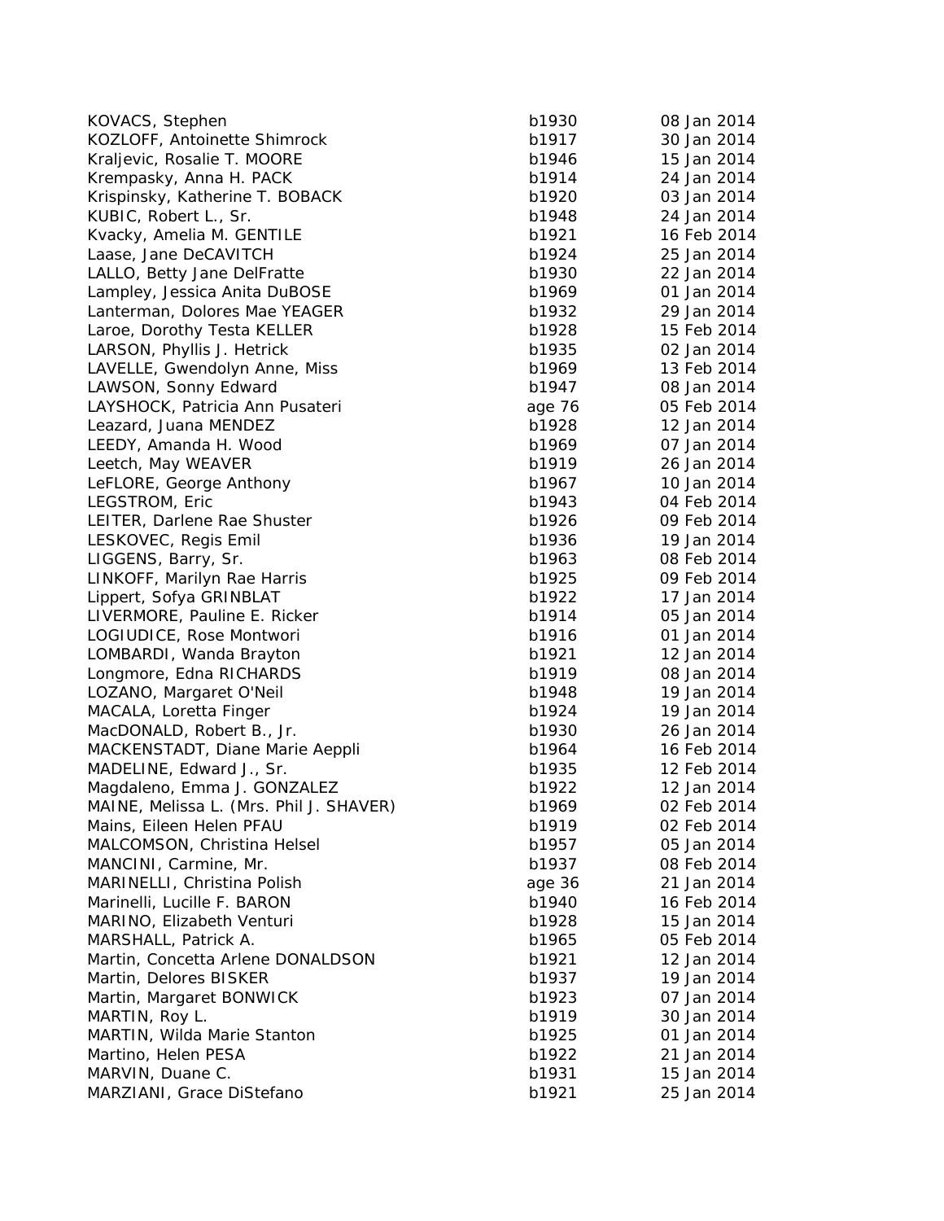| | | |
|---|---|---|
| KOVACS, Stephen | b1930 | 08 Jan 2014 |
| KOZLOFF, Antoinette Shimrock | b1917 | 30 Jan 2014 |
| Kraljevic, Rosalie T. MOORE | b1946 | 15 Jan 2014 |
| Krempasky, Anna H. PACK | b1914 | 24 Jan 2014 |
| Krispinsky, Katherine T. BOBACK | b1920 | 03 Jan 2014 |
| KUBIC, Robert L., Sr. | b1948 | 24 Jan 2014 |
| Kvacky, Amelia M. GENTILE | b1921 | 16 Feb 2014 |
| Laase, Jane DeCAVITCH | b1924 | 25 Jan 2014 |
| LALLO, Betty Jane DelFratte | b1930 | 22 Jan 2014 |
| Lampley, Jessica Anita DuBOSE | b1969 | 01 Jan 2014 |
| Lanterman, Dolores Mae YEAGER | b1932 | 29 Jan 2014 |
| Laroe, Dorothy Testa KELLER | b1928 | 15 Feb 2014 |
| LARSON, Phyllis J. Hetrick | b1935 | 02 Jan 2014 |
| LAVELLE, Gwendolyn Anne, Miss | b1969 | 13 Feb 2014 |
| LAWSON, Sonny Edward | b1947 | 08 Jan 2014 |
| LAYSHOCK, Patricia Ann Pusateri | age 76 | 05 Feb 2014 |
| Leazard, Juana MENDEZ | b1928 | 12 Jan 2014 |
| LEEDY, Amanda H. Wood | b1969 | 07 Jan 2014 |
| Leetch, May WEAVER | b1919 | 26 Jan 2014 |
| LeFLORE, George Anthony | b1967 | 10 Jan 2014 |
| LEGSTROM, Eric | b1943 | 04 Feb 2014 |
| LEITER, Darlene Rae Shuster | b1926 | 09 Feb 2014 |
| LESKOVEC, Regis Emil | b1936 | 19 Jan 2014 |
| LIGGENS, Barry, Sr. | b1963 | 08 Feb 2014 |
| LINKOFF, Marilyn Rae Harris | b1925 | 09 Feb 2014 |
| Lippert, Sofya GRINBLAT | b1922 | 17 Jan 2014 |
| LIVERMORE, Pauline E. Ricker | b1914 | 05 Jan 2014 |
| LOGIUDICE, Rose Montwori | b1916 | 01 Jan 2014 |
| LOMBARDI, Wanda Brayton | b1921 | 12 Jan 2014 |
| Longmore, Edna RICHARDS | b1919 | 08 Jan 2014 |
| LOZANO, Margaret O'Neil | b1948 | 19 Jan 2014 |
| MACALA, Loretta Finger | b1924 | 19 Jan 2014 |
| MacDONALD, Robert B., Jr. | b1930 | 26 Jan 2014 |
| MACKENSTADT, Diane Marie Aeppli | b1964 | 16 Feb 2014 |
| MADELINE, Edward J., Sr. | b1935 | 12 Feb 2014 |
| Magdaleno, Emma J. GONZALEZ | b1922 | 12 Jan 2014 |
| MAINE, Melissa L. (Mrs. Phil J. SHAVER) | b1969 | 02 Feb 2014 |
| Mains, Eileen Helen PFAU | b1919 | 02 Feb 2014 |
| MALCOMSON, Christina Helsel | b1957 | 05 Jan 2014 |
| MANCINI, Carmine, Mr. | b1937 | 08 Feb 2014 |
| MARINELLI, Christina Polish | age 36 | 21 Jan 2014 |
| Marinelli, Lucille F. BARON | b1940 | 16 Feb 2014 |
| MARINO, Elizabeth Venturi | b1928 | 15 Jan 2014 |
| MARSHALL, Patrick A. | b1965 | 05 Feb 2014 |
| Martin, Concetta Arlene DONALDSON | b1921 | 12 Jan 2014 |
| Martin, Delores BISKER | b1937 | 19 Jan 2014 |
| Martin, Margaret BONWICK | b1923 | 07 Jan 2014 |
| MARTIN, Roy L. | b1919 | 30 Jan 2014 |
| MARTIN, Wilda Marie Stanton | b1925 | 01 Jan 2014 |
| Martino, Helen PESA | b1922 | 21 Jan 2014 |
| MARVIN, Duane C. | b1931 | 15 Jan 2014 |
| MARZIANI, Grace DiStefano | b1921 | 25 Jan 2014 |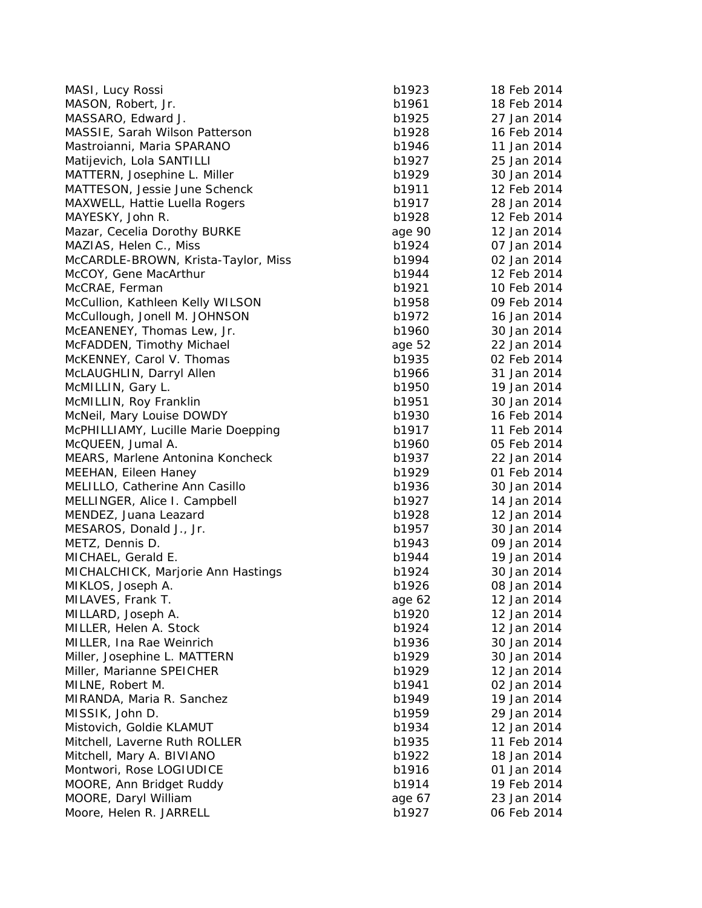| | | |
|---|---|---|
| MASI, Lucy Rossi | b1923 | 18 Feb 2014 |
| MASON, Robert, Jr. | b1961 | 18 Feb 2014 |
| MASSARO, Edward J. | b1925 | 27 Jan 2014 |
| MASSIE, Sarah Wilson Patterson | b1928 | 16 Feb 2014 |
| Mastroianni, Maria SPARANO | b1946 | 11 Jan 2014 |
| Matijevich, Lola SANTILLI | b1927 | 25 Jan 2014 |
| MATTERN, Josephine L. Miller | b1929 | 30 Jan 2014 |
| MATTESON, Jessie June Schenck | b1911 | 12 Feb 2014 |
| MAXWELL, Hattie Luella Rogers | b1917 | 28 Jan 2014 |
| MAYESKY, John R. | b1928 | 12 Feb 2014 |
| Mazar, Cecelia Dorothy BURKE | age 90 | 12 Jan 2014 |
| MAZIAS, Helen C., Miss | b1924 | 07 Jan 2014 |
| McCARDLE-BROWN, Krista-Taylor, Miss | b1994 | 02 Jan 2014 |
| McCOY, Gene MacArthur | b1944 | 12 Feb 2014 |
| McCRAE, Ferman | b1921 | 10 Feb 2014 |
| McCullion, Kathleen Kelly WILSON | b1958 | 09 Feb 2014 |
| McCullough, Jonell M. JOHNSON | b1972 | 16 Jan 2014 |
| McEANENEY, Thomas Lew, Jr. | b1960 | 30 Jan 2014 |
| McFADDEN, Timothy Michael | age 52 | 22 Jan 2014 |
| McKENNEY, Carol V. Thomas | b1935 | 02 Feb 2014 |
| McLAUGHLIN, Darryl Allen | b1966 | 31 Jan 2014 |
| McMILLIN, Gary L. | b1950 | 19 Jan 2014 |
| McMILLIN, Roy Franklin | b1951 | 30 Jan 2014 |
| McNeil, Mary Louise DOWDY | b1930 | 16 Feb 2014 |
| McPHILLIAMY, Lucille Marie Doepping | b1917 | 11 Feb 2014 |
| McQUEEN, Jumal A. | b1960 | 05 Feb 2014 |
| MEARS, Marlene Antonina Koncheck | b1937 | 22 Jan 2014 |
| MEEHAN, Eileen Haney | b1929 | 01 Feb 2014 |
| MELILLO, Catherine Ann Casillo | b1936 | 30 Jan 2014 |
| MELLINGER, Alice I. Campbell | b1927 | 14 Jan 2014 |
| MENDEZ, Juana Leazard | b1928 | 12 Jan 2014 |
| MESAROS, Donald J., Jr. | b1957 | 30 Jan 2014 |
| METZ, Dennis D. | b1943 | 09 Jan 2014 |
| MICHAEL, Gerald E. | b1944 | 19 Jan 2014 |
| MICHALCHICK, Marjorie Ann Hastings | b1924 | 30 Jan 2014 |
| MIKLOS, Joseph A. | b1926 | 08 Jan 2014 |
| MILAVES, Frank T. | age 62 | 12 Jan 2014 |
| MILLARD, Joseph A. | b1920 | 12 Jan 2014 |
| MILLER, Helen A. Stock | b1924 | 12 Jan 2014 |
| MILLER, Ina Rae Weinrich | b1936 | 30 Jan 2014 |
| Miller, Josephine L. MATTERN | b1929 | 30 Jan 2014 |
| Miller, Marianne SPEICHER | b1929 | 12 Jan 2014 |
| MILNE, Robert M. | b1941 | 02 Jan 2014 |
| MIRANDA, Maria R. Sanchez | b1949 | 19 Jan 2014 |
| MISSIK, John D. | b1959 | 29 Jan 2014 |
| Mistovich, Goldie KLAMUT | b1934 | 12 Jan 2014 |
| Mitchell, Laverne Ruth ROLLER | b1935 | 11 Feb 2014 |
| Mitchell, Mary A. BIVIANO | b1922 | 18 Jan 2014 |
| Montwori, Rose LOGIUDICE | b1916 | 01 Jan 2014 |
| MOORE, Ann Bridget Ruddy | b1914 | 19 Feb 2014 |
| MOORE, Daryl William | age 67 | 23 Jan 2014 |
| Moore, Helen R. JARRELL | b1927 | 06 Feb 2014 |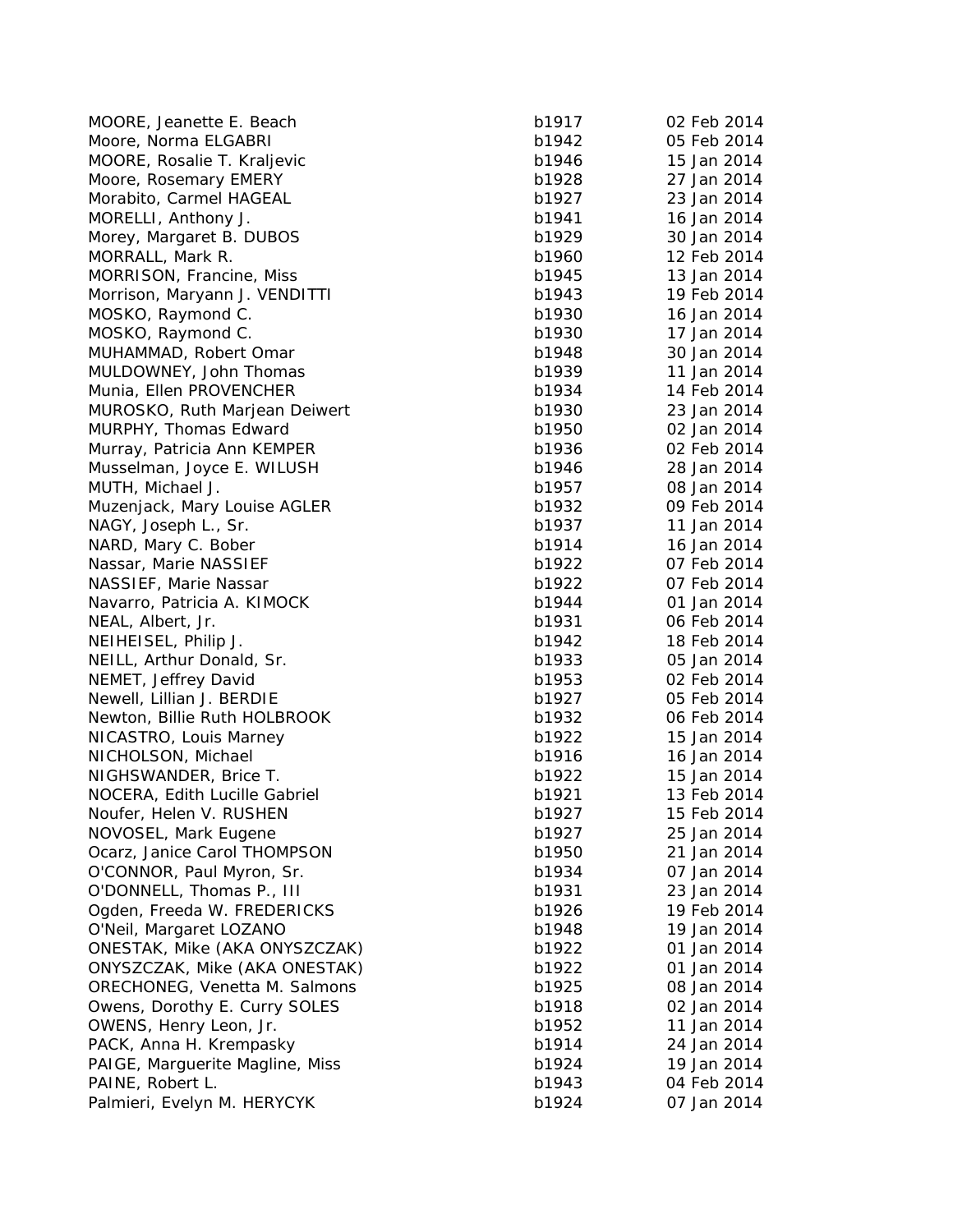| | | |
|---|---|---|
| MOORE, Jeanette E. Beach | b1917 | 02 Feb 2014 |
| Moore, Norma ELGABRI | b1942 | 05 Feb 2014 |
| MOORE, Rosalie T. Kraljevic | b1946 | 15 Jan 2014 |
| Moore, Rosemary EMERY | b1928 | 27 Jan 2014 |
| Morabito, Carmel HAGEAL | b1927 | 23 Jan 2014 |
| MORELLI, Anthony J. | b1941 | 16 Jan 2014 |
| Morey, Margaret B. DUBOS | b1929 | 30 Jan 2014 |
| MORRALL, Mark R. | b1960 | 12 Feb 2014 |
| MORRISON, Francine, Miss | b1945 | 13 Jan 2014 |
| Morrison, Maryann J. VENDITTI | b1943 | 19 Feb 2014 |
| MOSKO, Raymond C. | b1930 | 16 Jan 2014 |
| MOSKO, Raymond C. | b1930 | 17 Jan 2014 |
| MUHAMMAD, Robert Omar | b1948 | 30 Jan 2014 |
| MULDOWNEY, John Thomas | b1939 | 11 Jan 2014 |
| Munia, Ellen PROVENCHER | b1934 | 14 Feb 2014 |
| MUROSKO, Ruth Marjean Deiwert | b1930 | 23 Jan 2014 |
| MURPHY, Thomas Edward | b1950 | 02 Jan 2014 |
| Murray, Patricia Ann KEMPER | b1936 | 02 Feb 2014 |
| Musselman, Joyce E. WILUSH | b1946 | 28 Jan 2014 |
| MUTH, Michael J. | b1957 | 08 Jan 2014 |
| Muzenjack, Mary Louise AGLER | b1932 | 09 Feb 2014 |
| NAGY, Joseph L., Sr. | b1937 | 11 Jan 2014 |
| NARD, Mary C. Bober | b1914 | 16 Jan 2014 |
| Nassar, Marie NASSIEF | b1922 | 07 Feb 2014 |
| NASSIEF, Marie Nassar | b1922 | 07 Feb 2014 |
| Navarro, Patricia A. KIMOCK | b1944 | 01 Jan 2014 |
| NEAL, Albert, Jr. | b1931 | 06 Feb 2014 |
| NEIHEISEL, Philip J. | b1942 | 18 Feb 2014 |
| NEILL, Arthur Donald, Sr. | b1933 | 05 Jan 2014 |
| NEMET, Jeffrey David | b1953 | 02 Feb 2014 |
| Newell, Lillian J. BERDIE | b1927 | 05 Feb 2014 |
| Newton, Billie Ruth HOLBROOK | b1932 | 06 Feb 2014 |
| NICASTRO, Louis Marney | b1922 | 15 Jan 2014 |
| NICHOLSON, Michael | b1916 | 16 Jan 2014 |
| NIGHSWANDER, Brice T. | b1922 | 15 Jan 2014 |
| NOCERA, Edith Lucille Gabriel | b1921 | 13 Feb 2014 |
| Noufer, Helen V. RUSHEN | b1927 | 15 Feb 2014 |
| NOVOSEL, Mark Eugene | b1927 | 25 Jan 2014 |
| Ocarz, Janice Carol THOMPSON | b1950 | 21 Jan 2014 |
| O'CONNOR, Paul Myron, Sr. | b1934 | 07 Jan 2014 |
| O'DONNELL, Thomas P., III | b1931 | 23 Jan 2014 |
| Ogden, Freeda W. FREDERICKS | b1926 | 19 Feb 2014 |
| O'Neil, Margaret LOZANO | b1948 | 19 Jan 2014 |
| ONESTAK, Mike (AKA ONYSZCZAK) | b1922 | 01 Jan 2014 |
| ONYSZCZAK, Mike (AKA ONESTAK) | b1922 | 01 Jan 2014 |
| ORECHONEG, Venetta M. Salmons | b1925 | 08 Jan 2014 |
| Owens, Dorothy E. Curry SOLES | b1918 | 02 Jan 2014 |
| OWENS, Henry Leon, Jr. | b1952 | 11 Jan 2014 |
| PACK, Anna H. Krempasky | b1914 | 24 Jan 2014 |
| PAIGE, Marguerite Magline, Miss | b1924 | 19 Jan 2014 |
| PAINE, Robert L. | b1943 | 04 Feb 2014 |
| Palmieri, Evelyn M. HERYCYK | b1924 | 07 Jan 2014 |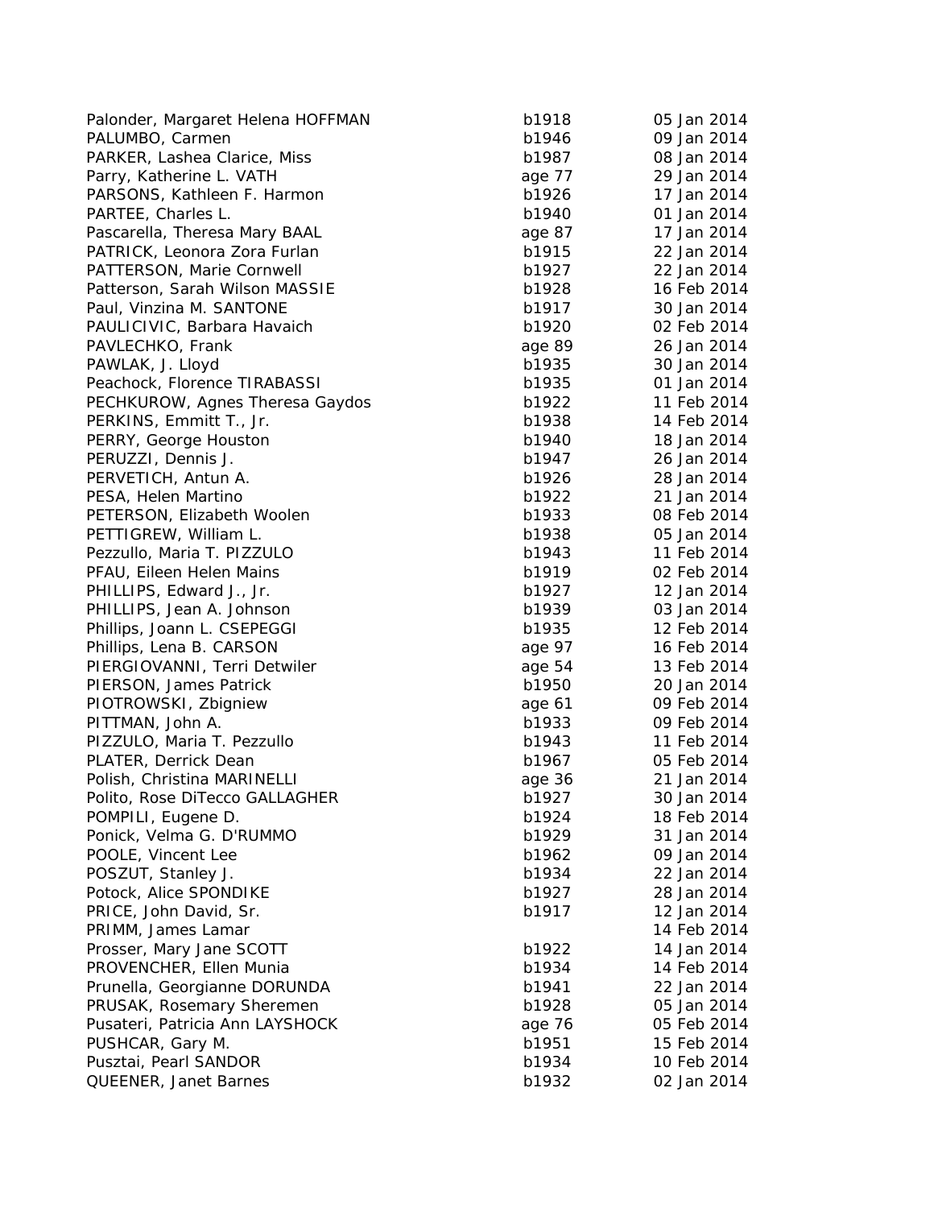| | | |
|---|---|---|
| Palonder, Margaret Helena HOFFMAN | b1918 | 05 Jan 2014 |
| PALUMBO, Carmen | b1946 | 09 Jan 2014 |
| PARKER, Lashea Clarice, Miss | b1987 | 08 Jan 2014 |
| Parry, Katherine L. VATH | age 77 | 29 Jan 2014 |
| PARSONS, Kathleen F. Harmon | b1926 | 17 Jan 2014 |
| PARTEE, Charles L. | b1940 | 01 Jan 2014 |
| Pascarella, Theresa Mary BAAL | age 87 | 17 Jan 2014 |
| PATRICK, Leonora Zora Furlan | b1915 | 22 Jan 2014 |
| PATTERSON, Marie Cornwell | b1927 | 22 Jan 2014 |
| Patterson, Sarah Wilson MASSIE | b1928 | 16 Feb 2014 |
| Paul, Vinzina M. SANTONE | b1917 | 30 Jan 2014 |
| PAULICIVIC, Barbara Havaich | b1920 | 02 Feb 2014 |
| PAVLECHKO, Frank | age 89 | 26 Jan 2014 |
| PAWLAK, J. Lloyd | b1935 | 30 Jan 2014 |
| Peachock, Florence TIRABASSI | b1935 | 01 Jan 2014 |
| PECHKUROW, Agnes Theresa Gaydos | b1922 | 11 Feb 2014 |
| PERKINS, Emmitt T., Jr. | b1938 | 14 Feb 2014 |
| PERRY, George Houston | b1940 | 18 Jan 2014 |
| PERUZZI, Dennis J. | b1947 | 26 Jan 2014 |
| PERVETICH, Antun A. | b1926 | 28 Jan 2014 |
| PESA, Helen Martino | b1922 | 21 Jan 2014 |
| PETERSON, Elizabeth Woolen | b1933 | 08 Feb 2014 |
| PETTIGREW, William L. | b1938 | 05 Jan 2014 |
| Pezzullo, Maria T. PIZZULO | b1943 | 11 Feb 2014 |
| PFAU, Eileen Helen Mains | b1919 | 02 Feb 2014 |
| PHILLIPS, Edward J., Jr. | b1927 | 12 Jan 2014 |
| PHILLIPS, Jean A. Johnson | b1939 | 03 Jan 2014 |
| Phillips, Joann L. CSEPEGGI | b1935 | 12 Feb 2014 |
| Phillips, Lena B. CARSON | age 97 | 16 Feb 2014 |
| PIERGIOVANNI, Terri Detwiler | age 54 | 13 Feb 2014 |
| PIERSON, James Patrick | b1950 | 20 Jan 2014 |
| PIOTROWSKI, Zbigniew | age 61 | 09 Feb 2014 |
| PITTMAN, John A. | b1933 | 09 Feb 2014 |
| PIZZULO, Maria T. Pezzullo | b1943 | 11 Feb 2014 |
| PLATER, Derrick Dean | b1967 | 05 Feb 2014 |
| Polish, Christina MARINELLI | age 36 | 21 Jan 2014 |
| Polito, Rose DiTecco GALLAGHER | b1927 | 30 Jan 2014 |
| POMPILI, Eugene D. | b1924 | 18 Feb 2014 |
| Ponick, Velma G. D'RUMMO | b1929 | 31 Jan 2014 |
| POOLE, Vincent Lee | b1962 | 09 Jan 2014 |
| POSZUT, Stanley J. | b1934 | 22 Jan 2014 |
| Potock, Alice SPONDIKE | b1927 | 28 Jan 2014 |
| PRICE, John David, Sr. | b1917 | 12 Jan 2014 |
| PRIMM, James Lamar | | 14 Feb 2014 |
| Prosser, Mary Jane SCOTT | b1922 | 14 Jan 2014 |
| PROVENCHER, Ellen Munia | b1934 | 14 Feb 2014 |
| Prunella, Georgianne DORUNDA | b1941 | 22 Jan 2014 |
| PRUSAK, Rosemary Sheremen | b1928 | 05 Jan 2014 |
| Pusateri, Patricia Ann LAYSHOCK | age 76 | 05 Feb 2014 |
| PUSHCAR, Gary M. | b1951 | 15 Feb 2014 |
| Pusztai, Pearl SANDOR | b1934 | 10 Feb 2014 |
| QUEENER, Janet Barnes | b1932 | 02 Jan 2014 |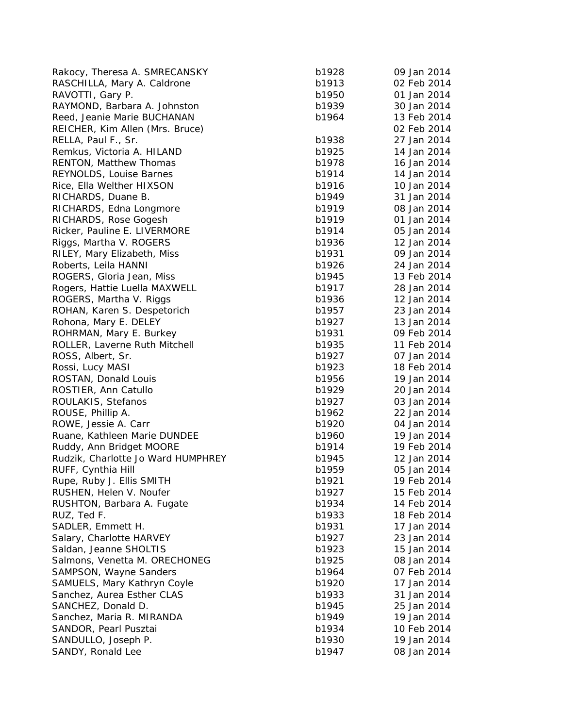| | | |
|---|---|---|
| Rakocy, Theresa A. SMRECANSKY | b1928 | 09 Jan 2014 |
| RASCHILLA, Mary A. Caldrone | b1913 | 02 Feb 2014 |
| RAVOTTI, Gary P. | b1950 | 01 Jan 2014 |
| RAYMOND, Barbara A. Johnston | b1939 | 30 Jan 2014 |
| Reed, Jeanie Marie BUCHANAN | b1964 | 13 Feb 2014 |
| REICHER, Kim Allen (Mrs. Bruce) | | 02 Feb 2014 |
| RELLA, Paul F., Sr. | b1938 | 27 Jan 2014 |
| Remkus, Victoria A. HILAND | b1925 | 14 Jan 2014 |
| RENTON, Matthew Thomas | b1978 | 16 Jan 2014 |
| REYNOLDS, Louise Barnes | b1914 | 14 Jan 2014 |
| Rice, Ella Welther HIXSON | b1916 | 10 Jan 2014 |
| RICHARDS, Duane B. | b1949 | 31 Jan 2014 |
| RICHARDS, Edna Longmore | b1919 | 08 Jan 2014 |
| RICHARDS, Rose Gogesh | b1919 | 01 Jan 2014 |
| Ricker, Pauline E. LIVERMORE | b1914 | 05 Jan 2014 |
| Riggs, Martha V. ROGERS | b1936 | 12 Jan 2014 |
| RILEY, Mary Elizabeth, Miss | b1931 | 09 Jan 2014 |
| Roberts, Leila HANNI | b1926 | 24 Jan 2014 |
| ROGERS, Gloria Jean, Miss | b1945 | 13 Feb 2014 |
| Rogers, Hattie Luella MAXWELL | b1917 | 28 Jan 2014 |
| ROGERS, Martha V. Riggs | b1936 | 12 Jan 2014 |
| ROHAN, Karen S. Despetorich | b1957 | 23 Jan 2014 |
| Rohona, Mary E. DELEY | b1927 | 13 Jan 2014 |
| ROHRMAN, Mary E. Burkey | b1931 | 09 Feb 2014 |
| ROLLER, Laverne Ruth Mitchell | b1935 | 11 Feb 2014 |
| ROSS, Albert, Sr. | b1927 | 07 Jan 2014 |
| Rossi, Lucy MASI | b1923 | 18 Feb 2014 |
| ROSTAN, Donald Louis | b1956 | 19 Jan 2014 |
| ROSTIER, Ann Catullo | b1929 | 20 Jan 2014 |
| ROULAKIS, Stefanos | b1927 | 03 Jan 2014 |
| ROUSE, Phillip A. | b1962 | 22 Jan 2014 |
| ROWE, Jessie A. Carr | b1920 | 04 Jan 2014 |
| Ruane, Kathleen Marie DUNDEE | b1960 | 19 Jan 2014 |
| Ruddy, Ann Bridget MOORE | b1914 | 19 Feb 2014 |
| Rudzik, Charlotte Jo Ward HUMPHREY | b1945 | 12 Jan 2014 |
| RUFF, Cynthia Hill | b1959 | 05 Jan 2014 |
| Rupe, Ruby J. Ellis SMITH | b1921 | 19 Feb 2014 |
| RUSHEN, Helen V. Noufer | b1927 | 15 Feb 2014 |
| RUSHTON, Barbara A. Fugate | b1934 | 14 Feb 2014 |
| RUZ, Ted F. | b1933 | 18 Feb 2014 |
| SADLER, Emmett H. | b1931 | 17 Jan 2014 |
| Salary, Charlotte HARVEY | b1927 | 23 Jan 2014 |
| Saldan, Jeanne SHOLTIS | b1923 | 15 Jan 2014 |
| Salmons, Venetta M. ORECHONEG | b1925 | 08 Jan 2014 |
| SAMPSON, Wayne Sanders | b1964 | 07 Feb 2014 |
| SAMUELS, Mary Kathryn Coyle | b1920 | 17 Jan 2014 |
| Sanchez, Aurea Esther CLAS | b1933 | 31 Jan 2014 |
| SANCHEZ, Donald D. | b1945 | 25 Jan 2014 |
| Sanchez, Maria R. MIRANDA | b1949 | 19 Jan 2014 |
| SANDOR, Pearl Pusztai | b1934 | 10 Feb 2014 |
| SANDULLO, Joseph P. | b1930 | 19 Jan 2014 |
| SANDY, Ronald Lee | b1947 | 08 Jan 2014 |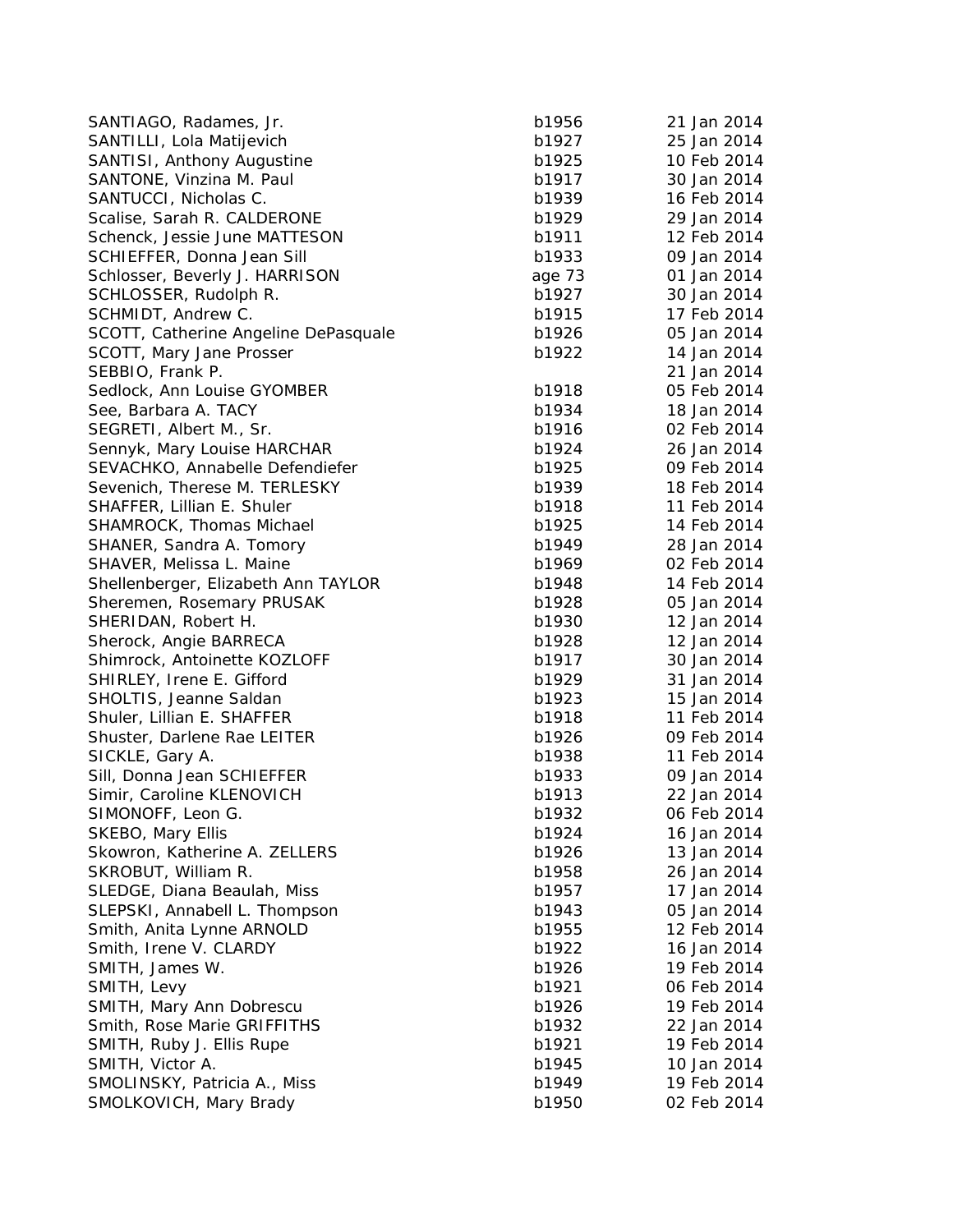| | | |
|---|---|---|
| SANTIAGO, Radames, Jr. | b1956 | 21 Jan 2014 |
| SANTILLI, Lola Matijevich | b1927 | 25 Jan 2014 |
| SANTISI, Anthony Augustine | b1925 | 10 Feb 2014 |
| SANTONE, Vinzina M. Paul | b1917 | 30 Jan 2014 |
| SANTUCCI, Nicholas C. | b1939 | 16 Feb 2014 |
| Scalise, Sarah R. CALDERONE | b1929 | 29 Jan 2014 |
| Schenck, Jessie June MATTESON | b1911 | 12 Feb 2014 |
| SCHIEFFER, Donna Jean Sill | b1933 | 09 Jan 2014 |
| Schlosser, Beverly J. HARRISON | age 73 | 01 Jan 2014 |
| SCHLOSSER, Rudolph R. | b1927 | 30 Jan 2014 |
| SCHMIDT, Andrew C. | b1915 | 17 Feb 2014 |
| SCOTT, Catherine Angeline DePasquale | b1926 | 05 Jan 2014 |
| SCOTT, Mary Jane Prosser | b1922 | 14 Jan 2014 |
| SEBBIO, Frank P. | | 21 Jan 2014 |
| Sedlock, Ann Louise GYOMBER | b1918 | 05 Feb 2014 |
| See, Barbara A. TACY | b1934 | 18 Jan 2014 |
| SEGRETI, Albert M., Sr. | b1916 | 02 Feb 2014 |
| Sennyk, Mary Louise HARCHAR | b1924 | 26 Jan 2014 |
| SEVACHKO, Annabelle Defendiefer | b1925 | 09 Feb 2014 |
| Sevenich, Therese M. TERLESKY | b1939 | 18 Feb 2014 |
| SHAFFER, Lillian E. Shuler | b1918 | 11 Feb 2014 |
| SHAMROCK, Thomas Michael | b1925 | 14 Feb 2014 |
| SHANER, Sandra A. Tomory | b1949 | 28 Jan 2014 |
| SHAVER, Melissa L. Maine | b1969 | 02 Feb 2014 |
| Shellenberger, Elizabeth Ann TAYLOR | b1948 | 14 Feb 2014 |
| Sheremen, Rosemary PRUSAK | b1928 | 05 Jan 2014 |
| SHERIDAN, Robert H. | b1930 | 12 Jan 2014 |
| Sherock, Angie BARRECA | b1928 | 12 Jan 2014 |
| Shimrock, Antoinette KOZLOFF | b1917 | 30 Jan 2014 |
| SHIRLEY, Irene E. Gifford | b1929 | 31 Jan 2014 |
| SHOLTIS, Jeanne Saldan | b1923 | 15 Jan 2014 |
| Shuler, Lillian E. SHAFFER | b1918 | 11 Feb 2014 |
| Shuster, Darlene Rae LEITER | b1926 | 09 Feb 2014 |
| SICKLE, Gary A. | b1938 | 11 Feb 2014 |
| Sill, Donna Jean SCHIEFFER | b1933 | 09 Jan 2014 |
| Simir, Caroline KLENOVICH | b1913 | 22 Jan 2014 |
| SIMONOFF, Leon G. | b1932 | 06 Feb 2014 |
| SKEBO, Mary Ellis | b1924 | 16 Jan 2014 |
| Skowron, Katherine A. ZELLERS | b1926 | 13 Jan 2014 |
| SKROBUT, William R. | b1958 | 26 Jan 2014 |
| SLEDGE, Diana Beaulah, Miss | b1957 | 17 Jan 2014 |
| SLEPSKI, Annabell L. Thompson | b1943 | 05 Jan 2014 |
| Smith, Anita Lynne ARNOLD | b1955 | 12 Feb 2014 |
| Smith, Irene V. CLARDY | b1922 | 16 Jan 2014 |
| SMITH, James W. | b1926 | 19 Feb 2014 |
| SMITH, Levy | b1921 | 06 Feb 2014 |
| SMITH, Mary Ann Dobrescu | b1926 | 19 Feb 2014 |
| Smith, Rose Marie GRIFFITHS | b1932 | 22 Jan 2014 |
| SMITH, Ruby J. Ellis Rupe | b1921 | 19 Feb 2014 |
| SMITH, Victor A. | b1945 | 10 Jan 2014 |
| SMOLINSKY, Patricia A., Miss | b1949 | 19 Feb 2014 |
| SMOLKOVICH, Mary Brady | b1950 | 02 Feb 2014 |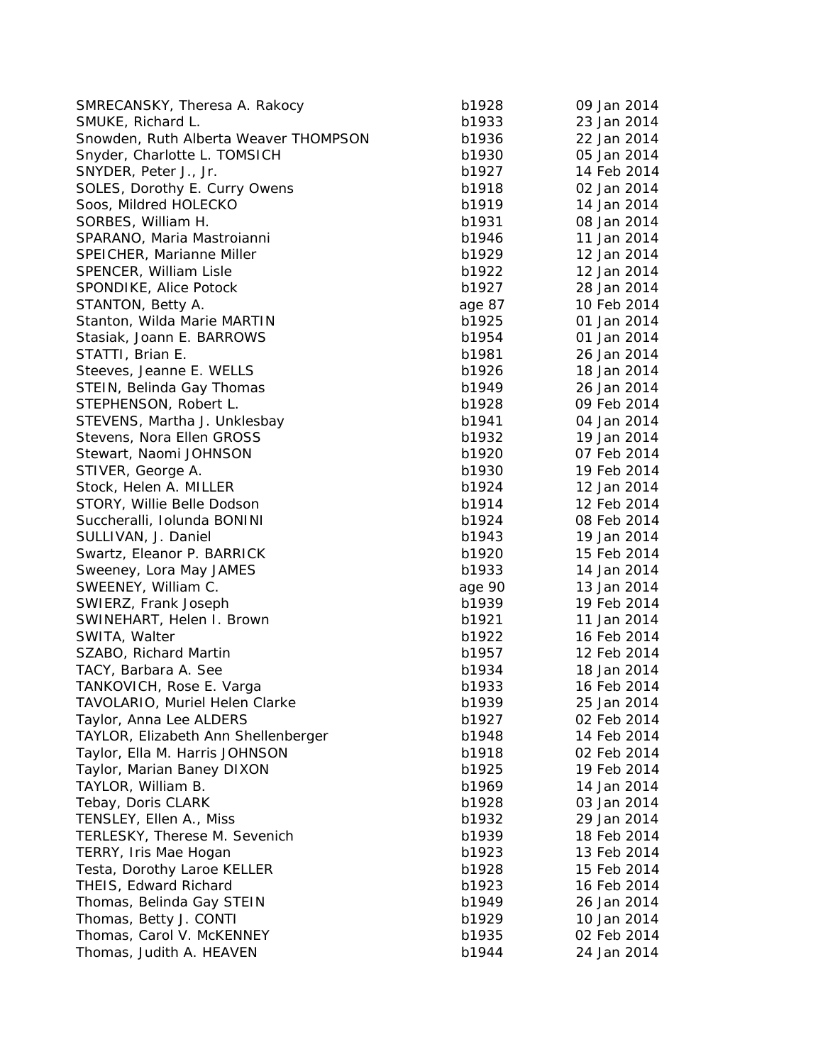| | | |
|---|---|---|
| SMRECANSKY, Theresa A. Rakocy | b1928 | 09 Jan 2014 |
| SMUKE, Richard L. | b1933 | 23 Jan 2014 |
| Snowden, Ruth Alberta Weaver THOMPSON | b1936 | 22 Jan 2014 |
| Snyder, Charlotte L. TOMSICH | b1930 | 05 Jan 2014 |
| SNYDER, Peter J., Jr. | b1927 | 14 Feb 2014 |
| SOLES, Dorothy E. Curry Owens | b1918 | 02 Jan 2014 |
| Soos, Mildred HOLECKO | b1919 | 14 Jan 2014 |
| SORBES, William H. | b1931 | 08 Jan 2014 |
| SPARANO, Maria Mastroianni | b1946 | 11 Jan 2014 |
| SPEICHER, Marianne Miller | b1929 | 12 Jan 2014 |
| SPENCER, William Lisle | b1922 | 12 Jan 2014 |
| SPONDIKE, Alice Potock | b1927 | 28 Jan 2014 |
| STANTON, Betty A. | age 87 | 10 Feb 2014 |
| Stanton, Wilda Marie MARTIN | b1925 | 01 Jan 2014 |
| Stasiak, Joann E. BARROWS | b1954 | 01 Jan 2014 |
| STATTI, Brian E. | b1981 | 26 Jan 2014 |
| Steeves, Jeanne E. WELLS | b1926 | 18 Jan 2014 |
| STEIN, Belinda Gay Thomas | b1949 | 26 Jan 2014 |
| STEPHENSON, Robert L. | b1928 | 09 Feb 2014 |
| STEVENS, Martha J. Unklesbay | b1941 | 04 Jan 2014 |
| Stevens, Nora Ellen GROSS | b1932 | 19 Jan 2014 |
| Stewart, Naomi JOHNSON | b1920 | 07 Feb 2014 |
| STIVER, George A. | b1930 | 19 Feb 2014 |
| Stock, Helen A. MILLER | b1924 | 12 Jan 2014 |
| STORY, Willie Belle Dodson | b1914 | 12 Feb 2014 |
| Succheralli, Iolunda BONINI | b1924 | 08 Feb 2014 |
| SULLIVAN, J. Daniel | b1943 | 19 Jan 2014 |
| Swartz, Eleanor P. BARRICK | b1920 | 15 Feb 2014 |
| Sweeney, Lora May JAMES | b1933 | 14 Jan 2014 |
| SWEENEY, William C. | age 90 | 13 Jan 2014 |
| SWIERZ, Frank Joseph | b1939 | 19 Feb 2014 |
| SWINEHART, Helen I. Brown | b1921 | 11 Jan 2014 |
| SWITA, Walter | b1922 | 16 Feb 2014 |
| SZABO, Richard Martin | b1957 | 12 Feb 2014 |
| TACY, Barbara A. See | b1934 | 18 Jan 2014 |
| TANKOVICH, Rose E. Varga | b1933 | 16 Feb 2014 |
| TAVOLARIO, Muriel Helen Clarke | b1939 | 25 Jan 2014 |
| Taylor, Anna Lee ALDERS | b1927 | 02 Feb 2014 |
| TAYLOR, Elizabeth Ann Shellenberger | b1948 | 14 Feb 2014 |
| Taylor, Ella M. Harris JOHNSON | b1918 | 02 Feb 2014 |
| Taylor, Marian Baney DIXON | b1925 | 19 Feb 2014 |
| TAYLOR, William B. | b1969 | 14 Jan 2014 |
| Tebay, Doris CLARK | b1928 | 03 Jan 2014 |
| TENSLEY, Ellen A., Miss | b1932 | 29 Jan 2014 |
| TERLESKY, Therese M. Sevenich | b1939 | 18 Feb 2014 |
| TERRY, Iris Mae Hogan | b1923 | 13 Feb 2014 |
| Testa, Dorothy Laroe KELLER | b1928 | 15 Feb 2014 |
| THEIS, Edward Richard | b1923 | 16 Feb 2014 |
| Thomas, Belinda Gay STEIN | b1949 | 26 Jan 2014 |
| Thomas, Betty J. CONTI | b1929 | 10 Jan 2014 |
| Thomas, Carol V. McKENNEY | b1935 | 02 Feb 2014 |
| Thomas, Judith A. HEAVEN | b1944 | 24 Jan 2014 |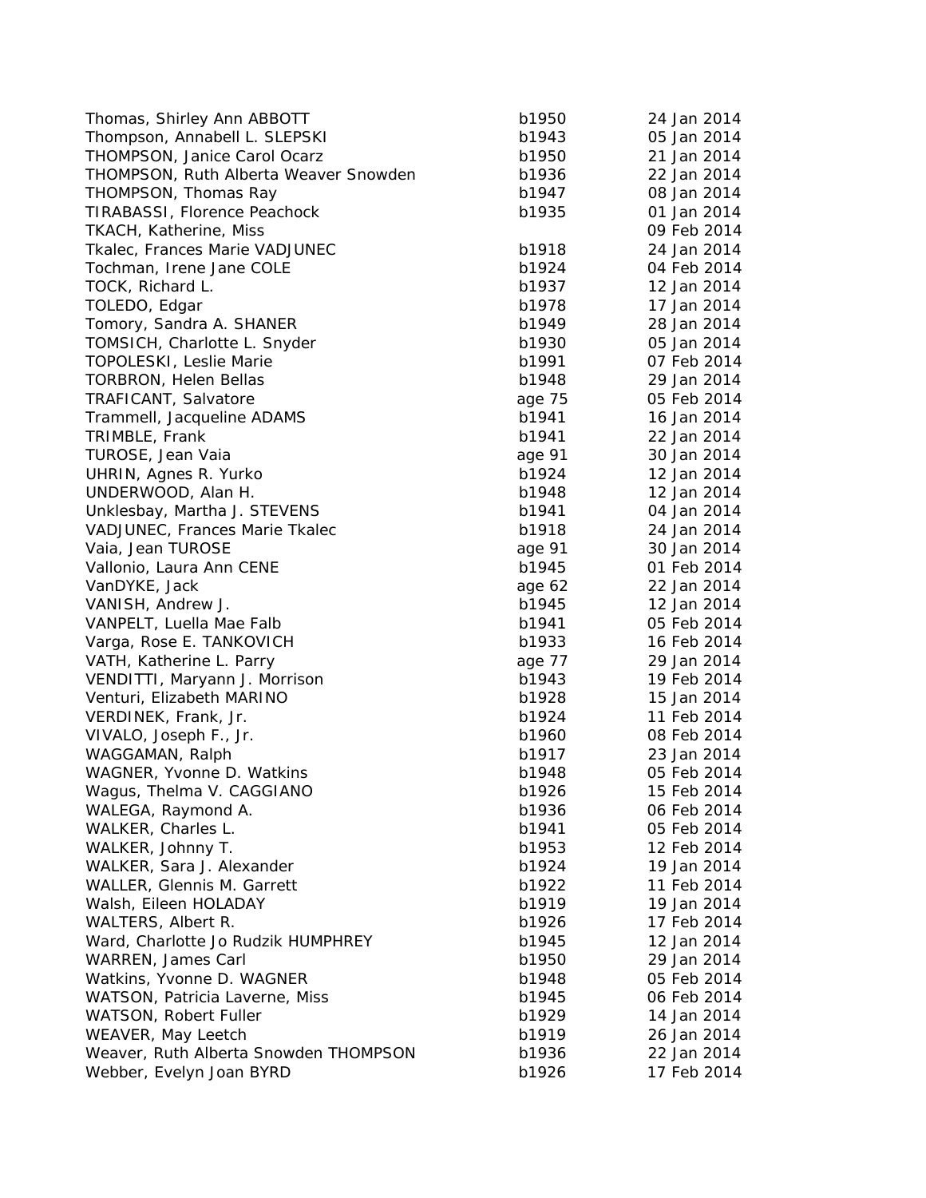| | | |
|---|---|---|
| Thomas, Shirley Ann ABBOTT | b1950 | 24 Jan 2014 |
| Thompson, Annabell L. SLEPSKI | b1943 | 05 Jan 2014 |
| THOMPSON, Janice Carol Ocarz | b1950 | 21 Jan 2014 |
| THOMPSON, Ruth Alberta Weaver Snowden | b1936 | 22 Jan 2014 |
| THOMPSON, Thomas Ray | b1947 | 08 Jan 2014 |
| TIRABASSI, Florence Peachock | b1935 | 01 Jan 2014 |
| TKACH, Katherine, Miss | | 09 Feb 2014 |
| Tkalec, Frances Marie VADJUNEC | b1918 | 24 Jan 2014 |
| Tochman, Irene Jane COLE | b1924 | 04 Feb 2014 |
| TOCK, Richard L. | b1937 | 12 Jan 2014 |
| TOLEDO, Edgar | b1978 | 17 Jan 2014 |
| Tomory, Sandra A. SHANER | b1949 | 28 Jan 2014 |
| TOMSICH, Charlotte L. Snyder | b1930 | 05 Jan 2014 |
| TOPOLESKI, Leslie Marie | b1991 | 07 Feb 2014 |
| TORBRON, Helen Bellas | b1948 | 29 Jan 2014 |
| TRAFICANT, Salvatore | age 75 | 05 Feb 2014 |
| Trammell, Jacqueline ADAMS | b1941 | 16 Jan 2014 |
| TRIMBLE, Frank | b1941 | 22 Jan 2014 |
| TUROSE, Jean Vaia | age 91 | 30 Jan 2014 |
| UHRIN, Agnes R. Yurko | b1924 | 12 Jan 2014 |
| UNDERWOOD, Alan H. | b1948 | 12 Jan 2014 |
| Unklesbay, Martha J. STEVENS | b1941 | 04 Jan 2014 |
| VADJUNEC, Frances Marie Tkalec | b1918 | 24 Jan 2014 |
| Vaia, Jean TUROSE | age 91 | 30 Jan 2014 |
| Vallonio, Laura Ann CENE | b1945 | 01 Feb 2014 |
| VanDYKE, Jack | age 62 | 22 Jan 2014 |
| VANISH, Andrew J. | b1945 | 12 Jan 2014 |
| VANPELT, Luella Mae Falb | b1941 | 05 Feb 2014 |
| Varga, Rose E. TANKOVICH | b1933 | 16 Feb 2014 |
| VATH, Katherine L. Parry | age 77 | 29 Jan 2014 |
| VENDITTI, Maryann J. Morrison | b1943 | 19 Feb 2014 |
| Venturi, Elizabeth MARINO | b1928 | 15 Jan 2014 |
| VERDINEK, Frank, Jr. | b1924 | 11 Feb 2014 |
| VIVALO, Joseph F., Jr. | b1960 | 08 Feb 2014 |
| WAGGAMAN, Ralph | b1917 | 23 Jan 2014 |
| WAGNER, Yvonne D. Watkins | b1948 | 05 Feb 2014 |
| Wagus, Thelma V. CAGGIANO | b1926 | 15 Feb 2014 |
| WALEGA, Raymond A. | b1936 | 06 Feb 2014 |
| WALKER, Charles L. | b1941 | 05 Feb 2014 |
| WALKER, Johnny T. | b1953 | 12 Feb 2014 |
| WALKER, Sara J. Alexander | b1924 | 19 Jan 2014 |
| WALLER, Glennis M. Garrett | b1922 | 11 Feb 2014 |
| Walsh, Eileen HOLADAY | b1919 | 19 Jan 2014 |
| WALTERS, Albert R. | b1926 | 17 Feb 2014 |
| Ward, Charlotte Jo Rudzik HUMPHREY | b1945 | 12 Jan 2014 |
| WARREN, James Carl | b1950 | 29 Jan 2014 |
| Watkins, Yvonne D. WAGNER | b1948 | 05 Feb 2014 |
| WATSON, Patricia Laverne, Miss | b1945 | 06 Feb 2014 |
| WATSON, Robert Fuller | b1929 | 14 Jan 2014 |
| WEAVER, May Leetch | b1919 | 26 Jan 2014 |
| Weaver, Ruth Alberta Snowden THOMPSON | b1936 | 22 Jan 2014 |
| Webber, Evelyn Joan BYRD | b1926 | 17 Feb 2014 |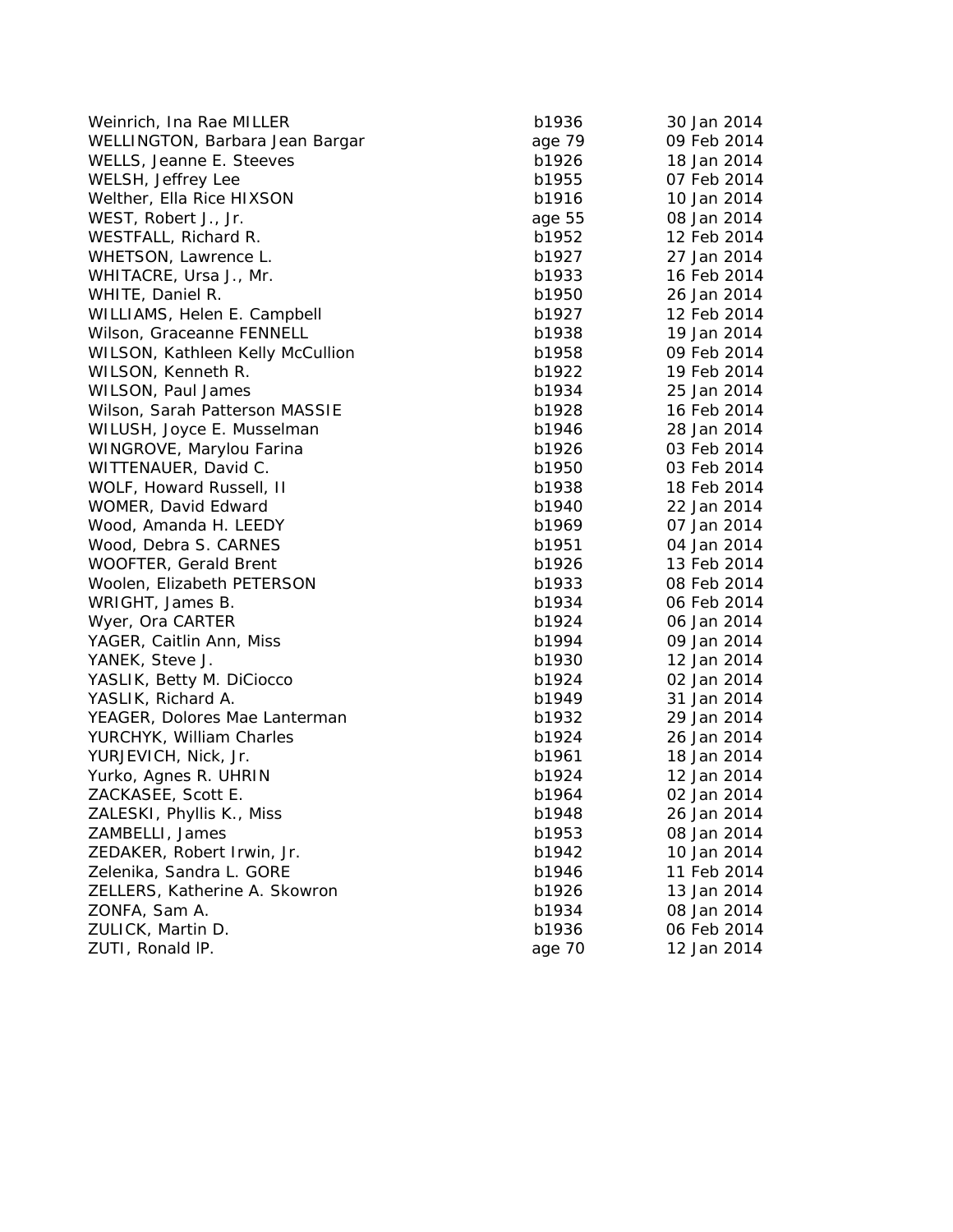| | | |
|---|---|---|
| Weinrich, Ina Rae MILLER | b1936 | 30 Jan 2014 |
| WELLINGTON, Barbara Jean Bargar | age 79 | 09 Feb 2014 |
| WELLS, Jeanne E. Steeves | b1926 | 18 Jan 2014 |
| WELSH, Jeffrey Lee | b1955 | 07 Feb 2014 |
| Welther, Ella Rice HIXSON | b1916 | 10 Jan 2014 |
| WEST, Robert J., Jr. | age 55 | 08 Jan 2014 |
| WESTFALL, Richard R. | b1952 | 12 Feb 2014 |
| WHETSON, Lawrence L. | b1927 | 27 Jan 2014 |
| WHITACRE, Ursa J., Mr. | b1933 | 16 Feb 2014 |
| WHITE, Daniel R. | b1950 | 26 Jan 2014 |
| WILLIAMS, Helen E. Campbell | b1927 | 12 Feb 2014 |
| Wilson, Graceanne FENNELL | b1938 | 19 Jan 2014 |
| WILSON, Kathleen Kelly McCullion | b1958 | 09 Feb 2014 |
| WILSON, Kenneth R. | b1922 | 19 Feb 2014 |
| WILSON, Paul James | b1934 | 25 Jan 2014 |
| Wilson, Sarah Patterson MASSIE | b1928 | 16 Feb 2014 |
| WILUSH, Joyce E. Musselman | b1946 | 28 Jan 2014 |
| WINGROVE, Marylou Farina | b1926 | 03 Feb 2014 |
| WITTENAUER, David C. | b1950 | 03 Feb 2014 |
| WOLF, Howard Russell, II | b1938 | 18 Feb 2014 |
| WOMER, David Edward | b1940 | 22 Jan 2014 |
| Wood, Amanda H. LEEDY | b1969 | 07 Jan 2014 |
| Wood, Debra S. CARNES | b1951 | 04 Jan 2014 |
| WOOFTER, Gerald Brent | b1926 | 13 Feb 2014 |
| Woolen, Elizabeth PETERSON | b1933 | 08 Feb 2014 |
| WRIGHT, James B. | b1934 | 06 Feb 2014 |
| Wyer, Ora CARTER | b1924 | 06 Jan 2014 |
| YAGER, Caitlin Ann, Miss | b1994 | 09 Jan 2014 |
| YANEK, Steve J. | b1930 | 12 Jan 2014 |
| YASLIK, Betty M. DiCiocco | b1924 | 02 Jan 2014 |
| YASLIK, Richard A. | b1949 | 31 Jan 2014 |
| YEAGER, Dolores Mae Lanterman | b1932 | 29 Jan 2014 |
| YURCHYK, William Charles | b1924 | 26 Jan 2014 |
| YURJEVICH, Nick, Jr. | b1961 | 18 Jan 2014 |
| Yurko, Agnes R. UHRIN | b1924 | 12 Jan 2014 |
| ZACKASEE, Scott E. | b1964 | 02 Jan 2014 |
| ZALESKI, Phyllis K., Miss | b1948 | 26 Jan 2014 |
| ZAMBELLI, James | b1953 | 08 Jan 2014 |
| ZEDAKER, Robert Irwin, Jr. | b1942 | 10 Jan 2014 |
| Zelenika, Sandra L. GORE | b1946 | 11 Feb 2014 |
| ZELLERS, Katherine A. Skowron | b1926 | 13 Jan 2014 |
| ZONFA, Sam A. | b1934 | 08 Jan 2014 |
| ZULICK, Martin D. | b1936 | 06 Feb 2014 |
| ZUTI, Ronald lP. | age 70 | 12 Jan 2014 |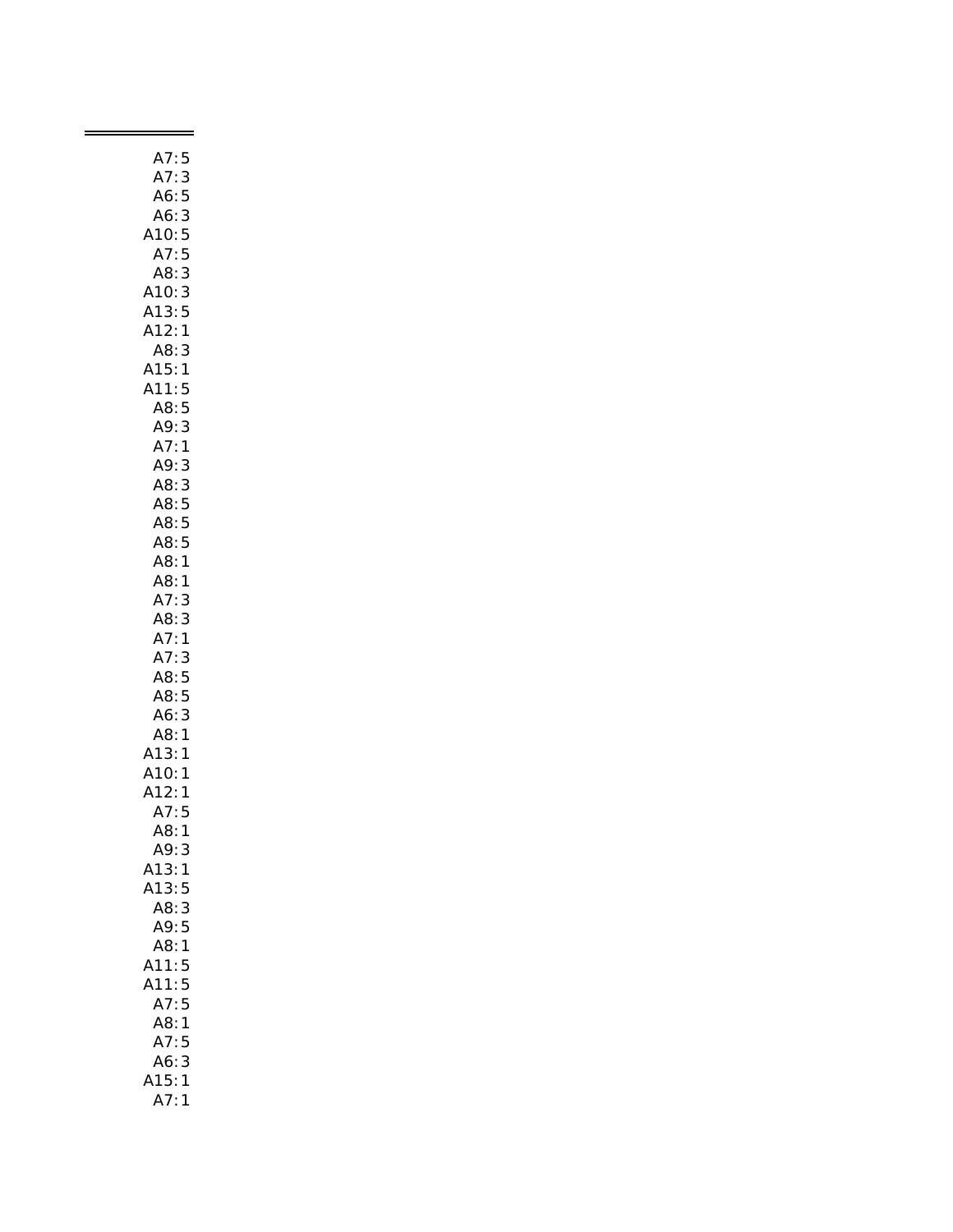A7:5
A7:3
A6:5
A6:3
A10:5
A7:5
A8:3
A10:3
A13:5
A12:1
A8:3
A15:1
A11:5
A8:5
A9:3
A7:1
A9:3
A8:3
A8:5
A8:5
A8:5
A8:1
A8:1
A7:3
A8:3
A7:1
A7:3
A8:5
A8:5
A6:3
A8:1
A13:1
A10:1
A12:1
A7:5
A8:1
A9:3
A13:1
A13:5
A8:3
A9:5
A8:1
A11:5
A11:5
A7:5
A8:1
A7:5
A6:3
A15:1
A7:1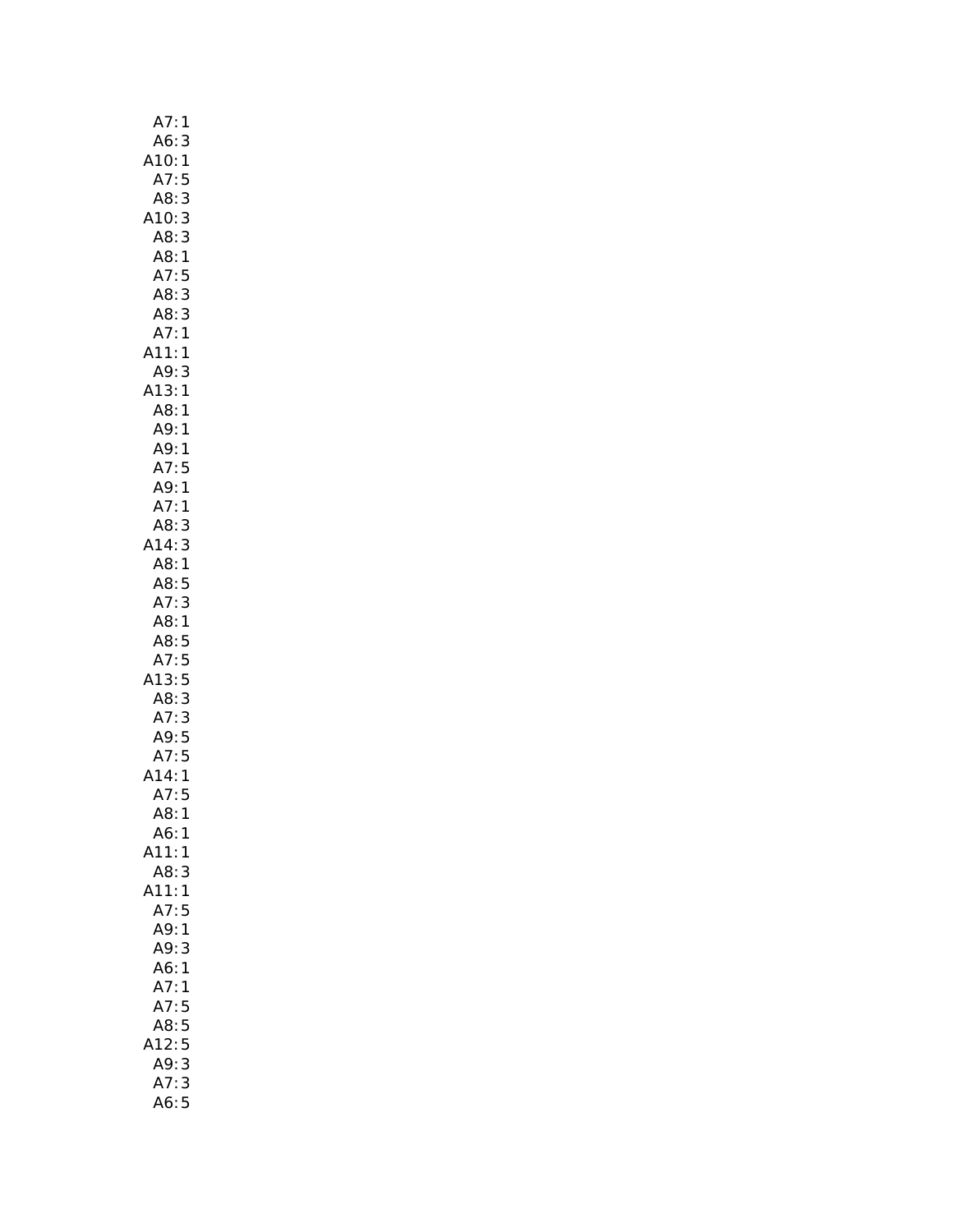A7: 1
A6: 3
A10: 1
A7: 5
A8: 3
A10: 3
A8: 3
A8: 1
A7: 5
A8: 3
A8: 3
A7: 1
A11: 1
A9: 3
A13: 1
A8: 1
A9: 1
A9: 1
A7: 5
A9: 1
A7: 1
A8: 3
A14: 3
A8: 1
A8: 5
A7: 3
A8: 1
A8: 5
A7: 5
A13: 5
A8: 3
A7: 3
A9: 5
A7: 5
A14: 1
A7: 5
A8: 1
A6: 1
A11: 1
A8: 3
A11: 1
A7: 5
A9: 1
A9: 3
A6: 1
A7: 1
A7: 5
A8: 5
A12: 5
A9: 3
A7: 3
A6: 5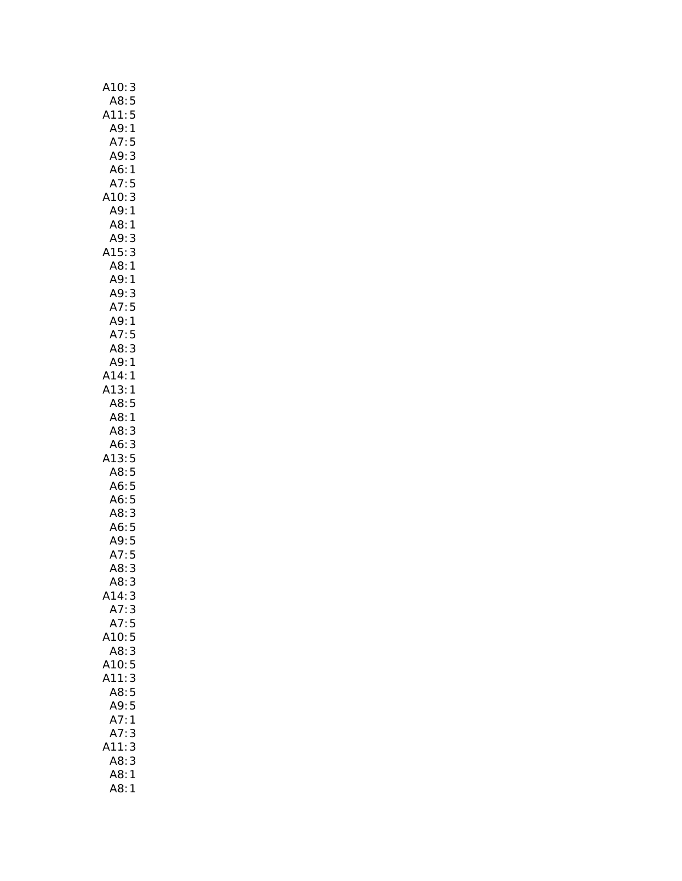A10: 3
A8: 5
A11: 5
A9: 1
A7: 5
A9: 3
A6: 1
A7: 5
A10: 3
A9: 1
A8: 1
A9: 3
A15: 3
A8: 1
A9: 1
A9: 3
A7: 5
A9: 1
A7: 5
A8: 3
A9: 1
A14: 1
A13: 1
A8: 5
A8: 1
A8: 3
A6: 3
A13: 5
A8: 5
A6: 5
A6: 5
A8: 3
A6: 5
A9: 5
A7: 5
A8: 3
A8: 3
A14: 3
A7: 3
A7: 5
A10: 5
A8: 3
A10: 5
A11: 3
A8: 5
A9: 5
A7: 1
A7: 3
A11: 3
A8: 3
A8: 1
A8: 1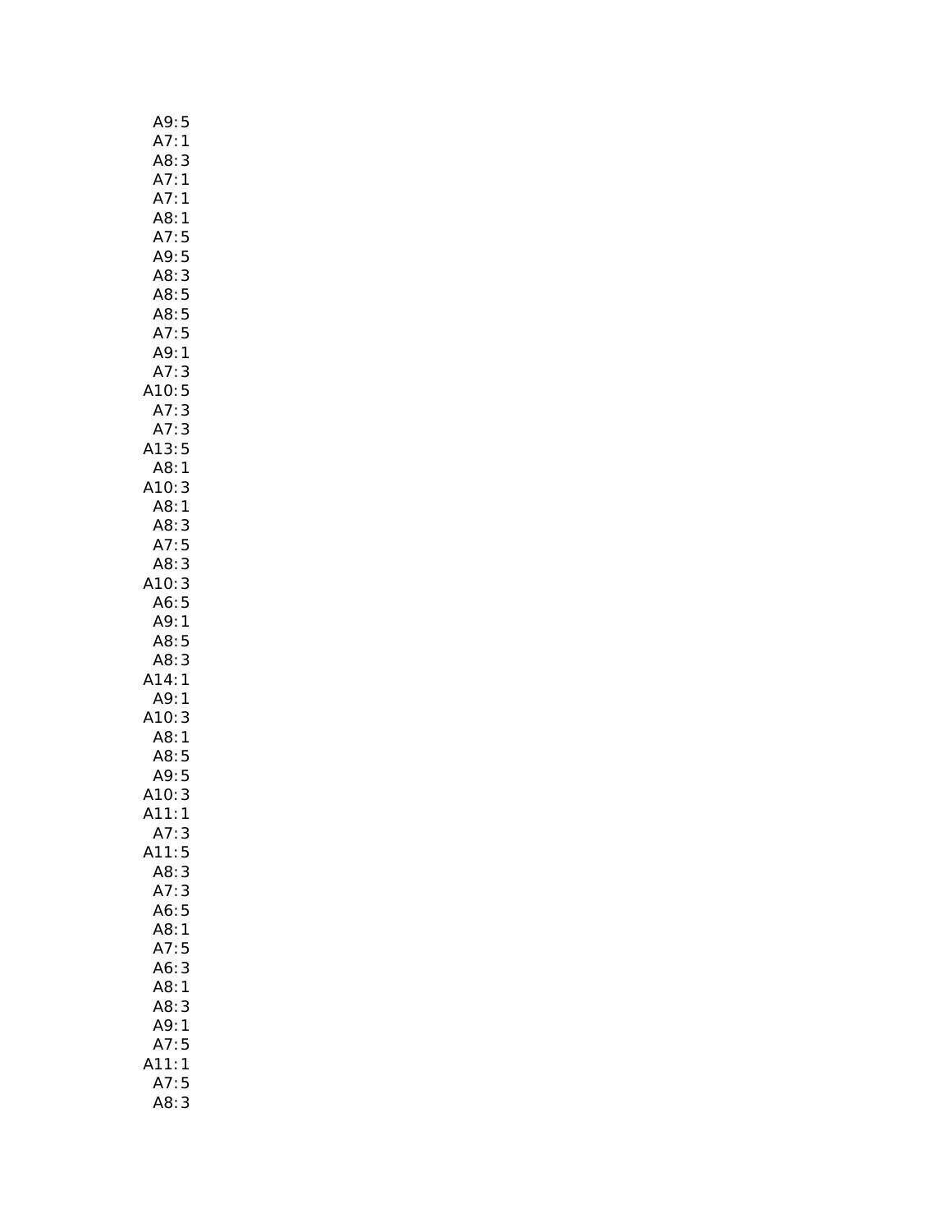A9: 5
A7: 1
A8: 3
A7: 1
A7: 1
A8: 1
A7: 5
A9: 5
A8: 3
A8: 5
A8: 5
A7: 5
A9: 1
A7: 3
A10: 5
A7: 3
A7: 3
A13: 5
A8: 1
A10: 3
A8: 1
A8: 3
A7: 5
A8: 3
A10: 3
A6: 5
A9: 1
A8: 5
A8: 3
A14: 1
A9: 1
A10: 3
A8: 1
A8: 5
A9: 5
A10: 3
A11: 1
A7: 3
A11: 5
A8: 3
A7: 3
A6: 5
A8: 1
A7: 5
A6: 3
A8: 1
A8: 3
A9: 1
A7: 5
A11: 1
A7: 5
A8: 3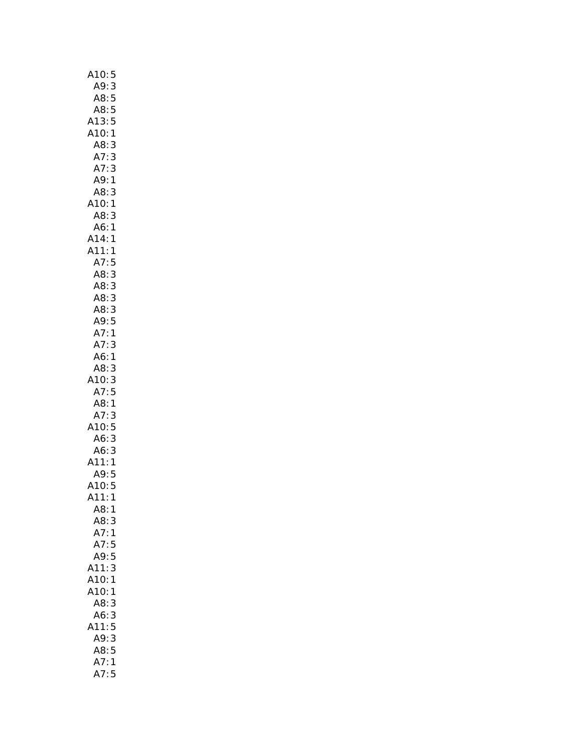A10: 5
A9: 3
A8: 5
A8: 5
A13: 5
A10: 1
A8: 3
A7: 3
A7: 3
A9: 1
A8: 3
A10: 1
A8: 3
A6: 1
A14: 1
A11: 1
A7: 5
A8: 3
A8: 3
A8: 3
A8: 3
A9: 5
A7: 1
A7: 3
A6: 1
A8: 3
A10: 3
A7: 5
A8: 1
A7: 3
A10: 5
A6: 3
A6: 3
A11: 1
A9: 5
A10: 5
A11: 1
A8: 1
A8: 3
A7: 1
A7: 5
A9: 5
A11: 3
A10: 1
A10: 1
A8: 3
A6: 3
A11: 5
A9: 3
A8: 5
A7: 1
A7: 5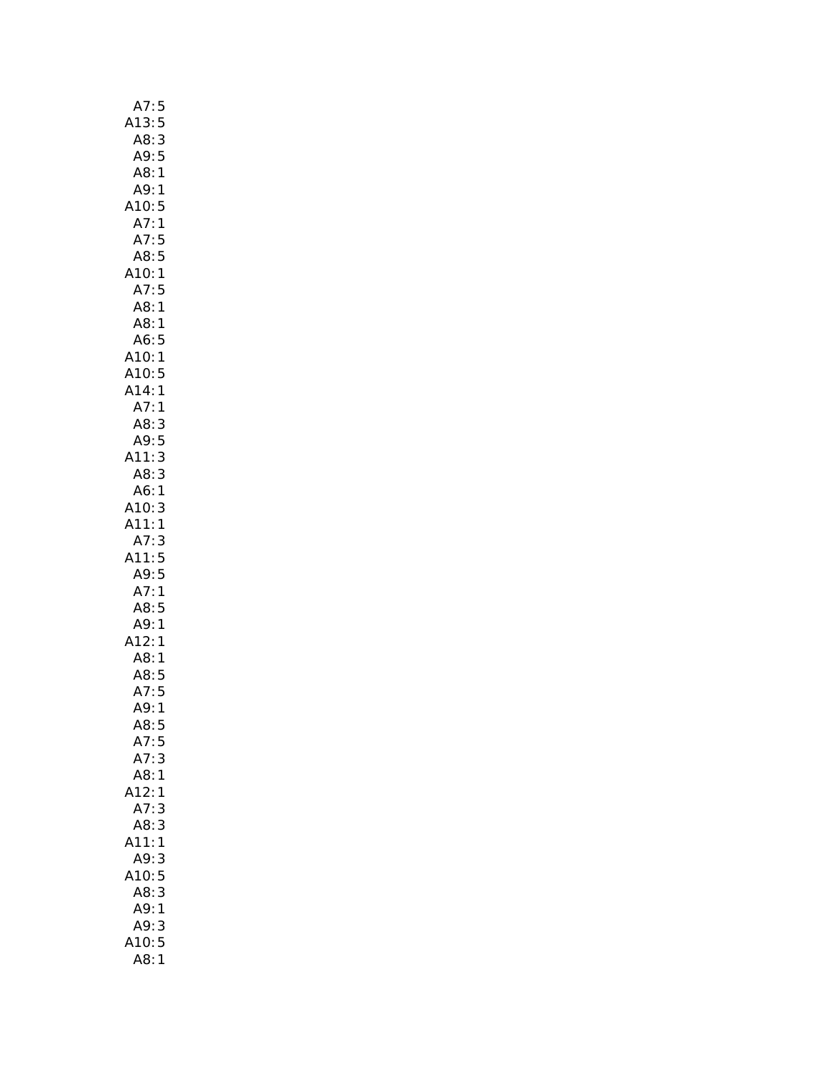A7: 5
A13: 5
A8: 3
A9: 5
A8: 1
A9: 1
A10: 5
A7: 1
A7: 5
A8: 5
A10: 1
A7: 5
A8: 1
A8: 1
A6: 5
A10: 1
A10: 5
A14: 1
A7: 1
A8: 3
A9: 5
A11: 3
A8: 3
A6: 1
A10: 3
A11: 1
A7: 3
A11: 5
A9: 5
A7: 1
A8: 5
A9: 1
A12: 1
A8: 1
A8: 5
A7: 5
A9: 1
A8: 5
A7: 5
A7: 3
A8: 1
A12: 1
A7: 3
A8: 3
A11: 1
A9: 3
A10: 5
A8: 3
A9: 1
A9: 3
A10: 5
A8: 1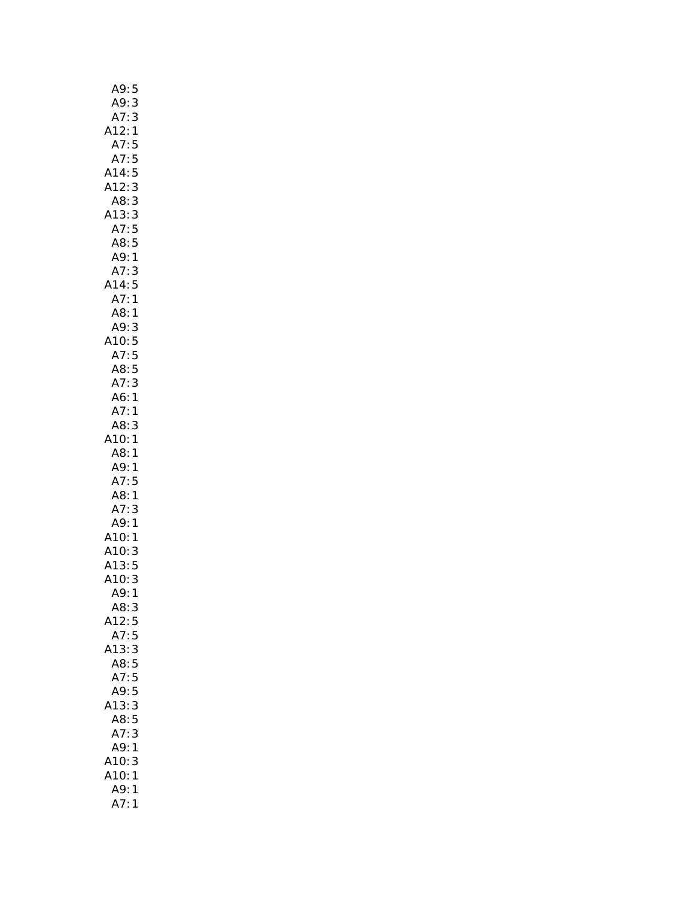A9: 5
A9: 3
A7: 3
A12: 1
A7: 5
A7: 5
A14: 5
A12: 3
A8: 3
A13: 3
A7: 5
A8: 5
A9: 1
A7: 3
A14: 5
A7: 1
A8: 1
A9: 3
A10: 5
A7: 5
A8: 5
A7: 3
A6: 1
A7: 1
A8: 3
A10: 1
A8: 1
A9: 1
A7: 5
A8: 1
A7: 3
A9: 1
A10: 1
A10: 3
A13: 5
A10: 3
A9: 1
A8: 3
A12: 5
A7: 5
A13: 3
A8: 5
A7: 5
A9: 5
A13: 3
A8: 5
A7: 3
A9: 1
A10: 3
A10: 1
A9: 1
A7: 1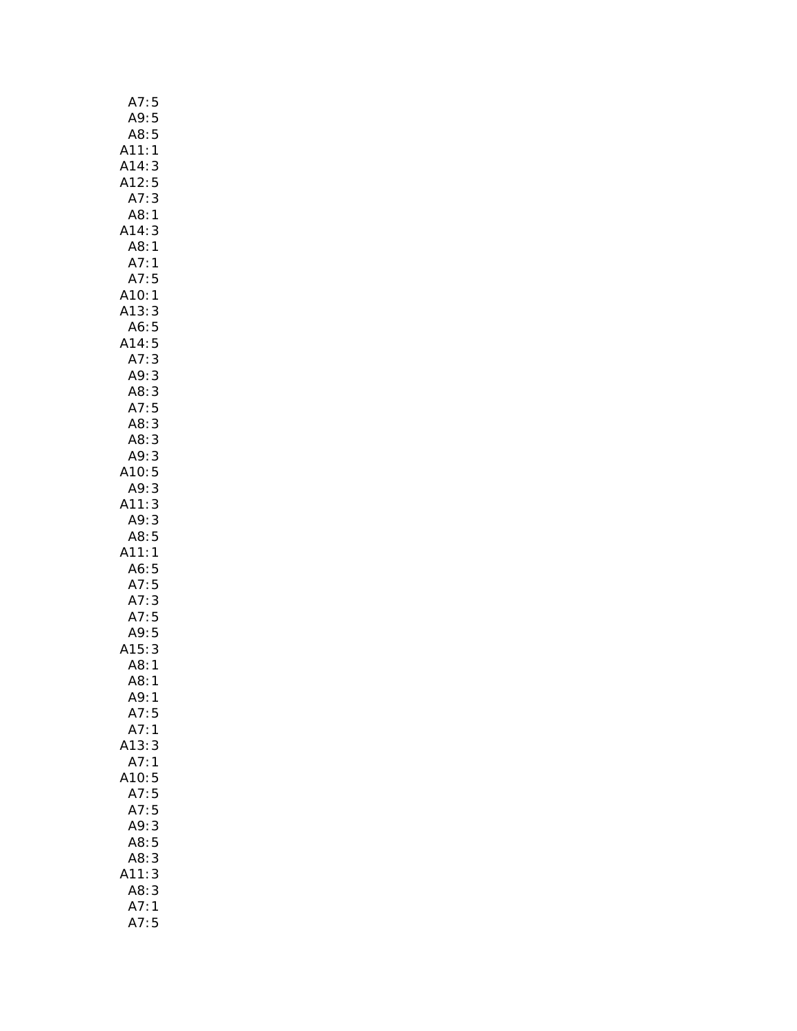A7: 5
A9: 5
A8: 5
A11: 1
A14: 3
A12: 5
A7: 3
A8: 1
A14: 3
A8: 1
A7: 1
A7: 5
A10: 1
A13: 3
A6: 5
A14: 5
A7: 3
A9: 3
A8: 3
A7: 5
A8: 3
A8: 3
A9: 3
A10: 5
A9: 3
A11: 3
A9: 3
A8: 5
A11: 1
A6: 5
A7: 5
A7: 3
A7: 5
A9: 5
A15: 3
A8: 1
A8: 1
A9: 1
A7: 5
A7: 1
A13: 3
A7: 1
A10: 5
A7: 5
A7: 5
A9: 3
A8: 5
A8: 3
A11: 3
A8: 3
A7: 1
A7: 5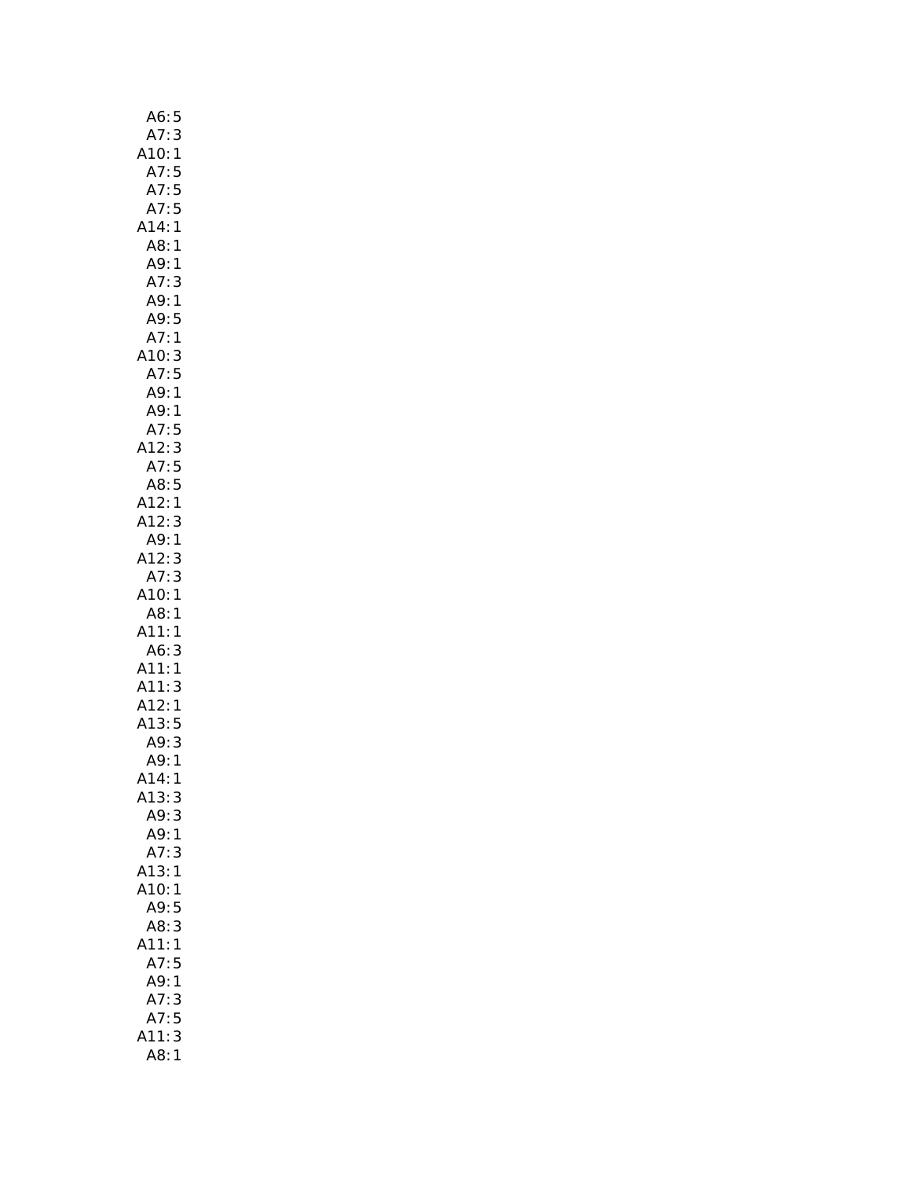A6: 5
A7: 3
A10: 1
A7: 5
A7: 5
A7: 5
A14: 1
A8: 1
A9: 1
A7: 3
A9: 1
A9: 5
A7: 1
A10: 3
A7: 5
A9: 1
A9: 1
A7: 5
A12: 3
A7: 5
A8: 5
A12: 1
A12: 3
A9: 1
A12: 3
A7: 3
A10: 1
A8: 1
A11: 1
A6: 3
A11: 1
A11: 3
A12: 1
A13: 5
A9: 3
A9: 1
A14: 1
A13: 3
A9: 3
A9: 1
A7: 3
A13: 1
A10: 1
A9: 5
A8: 3
A11: 1
A7: 5
A9: 1
A7: 3
A7: 5
A11: 3
A8: 1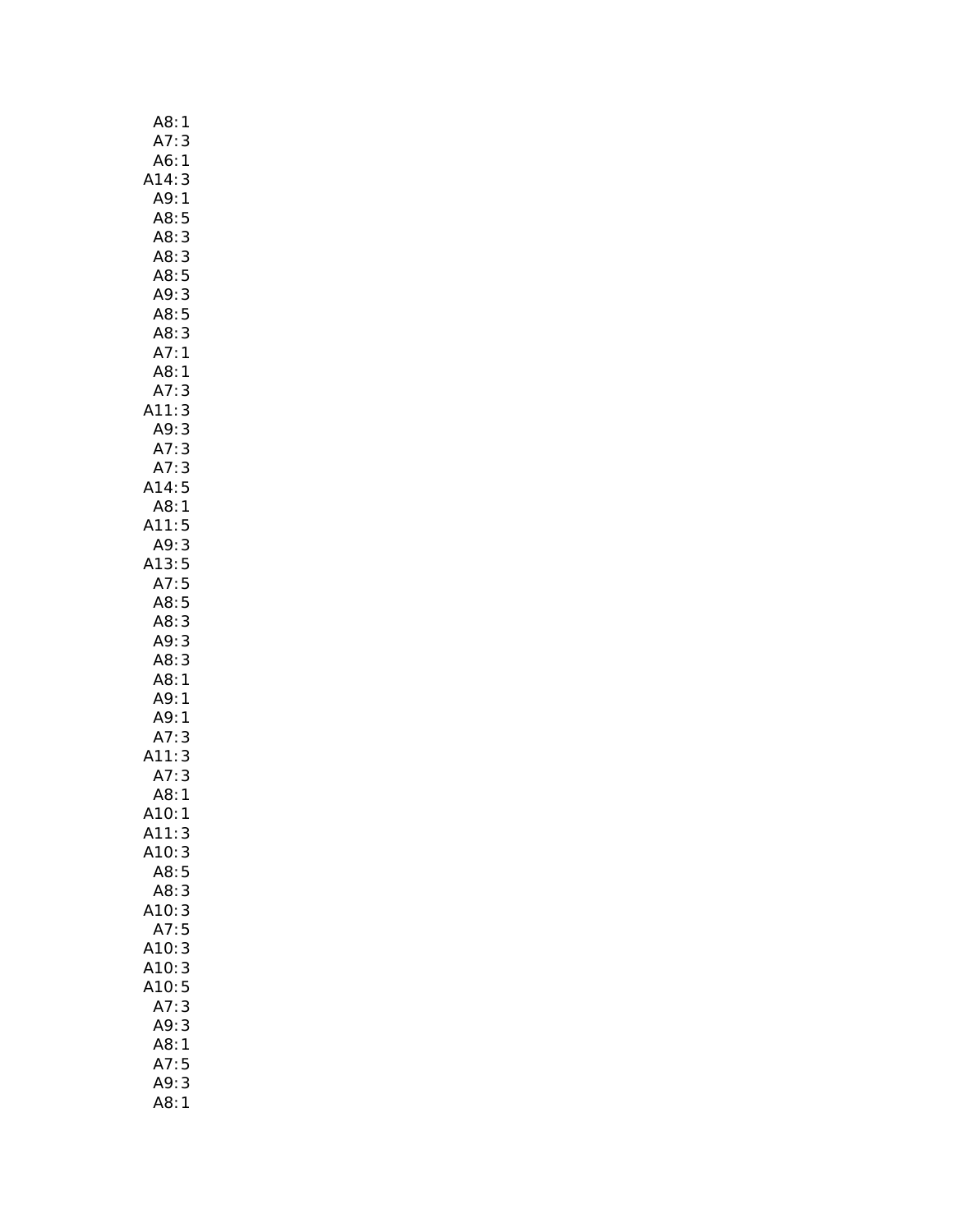A8: 1
A7: 3
A6: 1
A14: 3
A9: 1
A8: 5
A8: 3
A8: 3
A8: 5
A9: 3
A8: 5
A8: 3
A7: 1
A8: 1
A7: 3
A11: 3
A9: 3
A7: 3
A7: 3
A14: 5
A8: 1
A11: 5
A9: 3
A13: 5
A7: 5
A8: 5
A8: 3
A9: 3
A8: 3
A8: 1
A9: 1
A9: 1
A7: 3
A11: 3
A7: 3
A8: 1
A10: 1
A11: 3
A10: 3
A8: 5
A8: 3
A10: 3
A7: 5
A10: 3
A10: 3
A10: 5
A7: 3
A9: 3
A8: 1
A7: 5
A9: 3
A8: 1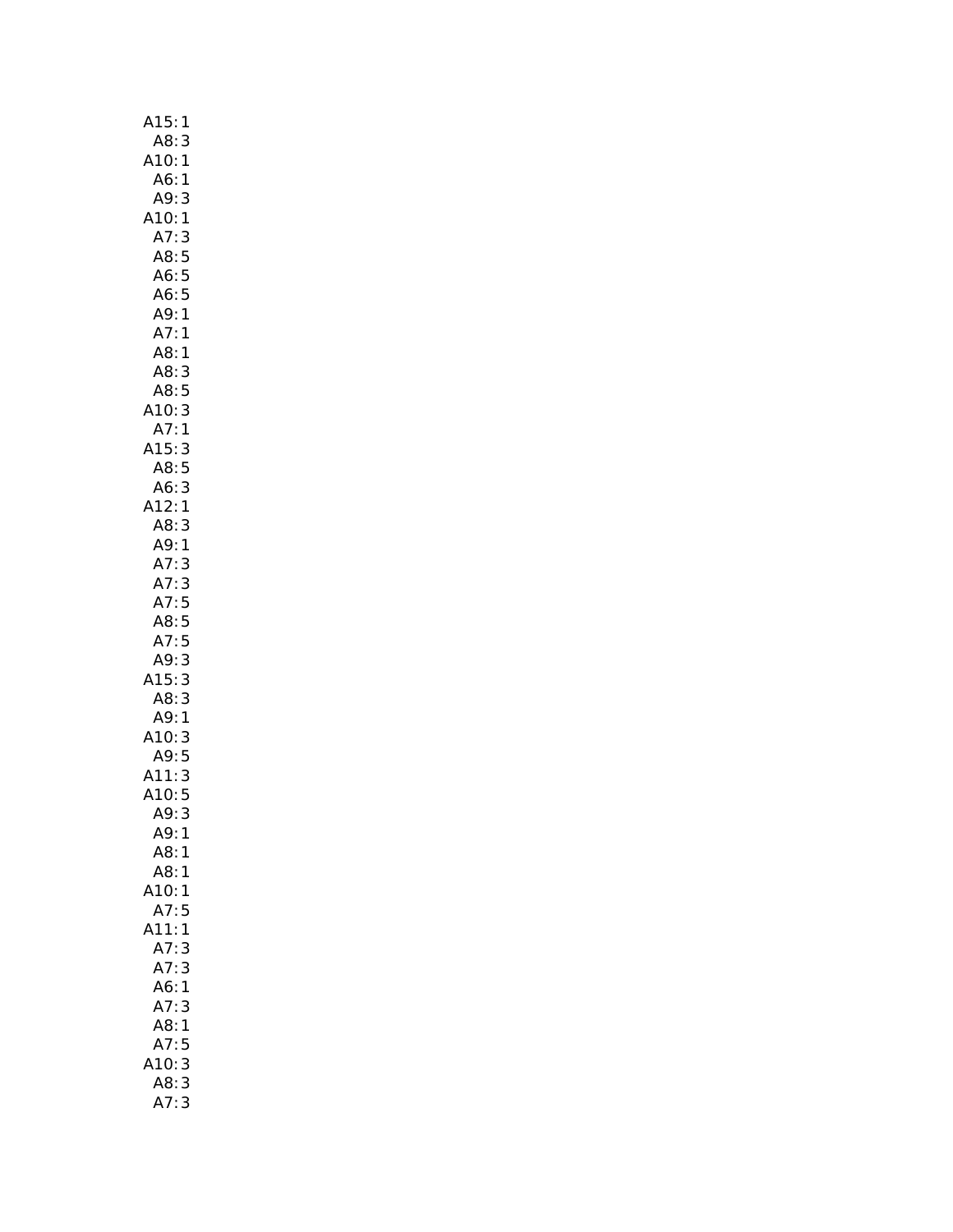A15: 1
A8: 3
A10: 1
A6: 1
A9: 3
A10: 1
A7: 3
A8: 5
A6: 5
A6: 5
A9: 1
A7: 1
A8: 1
A8: 3
A8: 5
A10: 3
A7: 1
A15: 3
A8: 5
A6: 3
A12: 1
A8: 3
A9: 1
A7: 3
A7: 3
A7: 5
A8: 5
A7: 5
A9: 3
A15: 3
A8: 3
A9: 1
A10: 3
A9: 5
A11: 3
A10: 5
A9: 3
A9: 1
A8: 1
A8: 1
A10: 1
A7: 5
A11: 1
A7: 3
A7: 3
A6: 1
A7: 3
A8: 1
A7: 5
A10: 3
A8: 3
A7: 3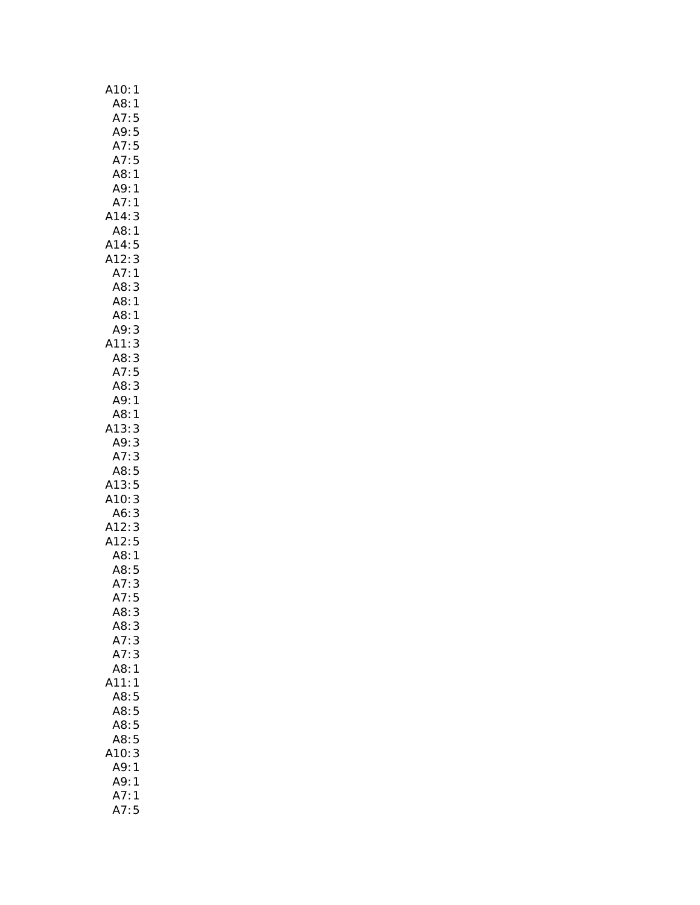A10: 1
A8: 1
A7: 5
A9: 5
A7: 5
A7: 5
A8: 1
A9: 1
A7: 1
A14: 3
A8: 1
A14: 5
A12: 3
A7: 1
A8: 3
A8: 1
A8: 1
A9: 3
A11: 3
A8: 3
A7: 5
A8: 3
A9: 1
A8: 1
A13: 3
A9: 3
A7: 3
A8: 5
A13: 5
A10: 3
A6: 3
A12: 3
A12: 5
A8: 1
A8: 5
A7: 3
A7: 5
A8: 3
A8: 3
A7: 3
A7: 3
A8: 1
A11: 1
A8: 5
A8: 5
A8: 5
A8: 5
A10: 3
A9: 1
A9: 1
A7: 1
A7: 5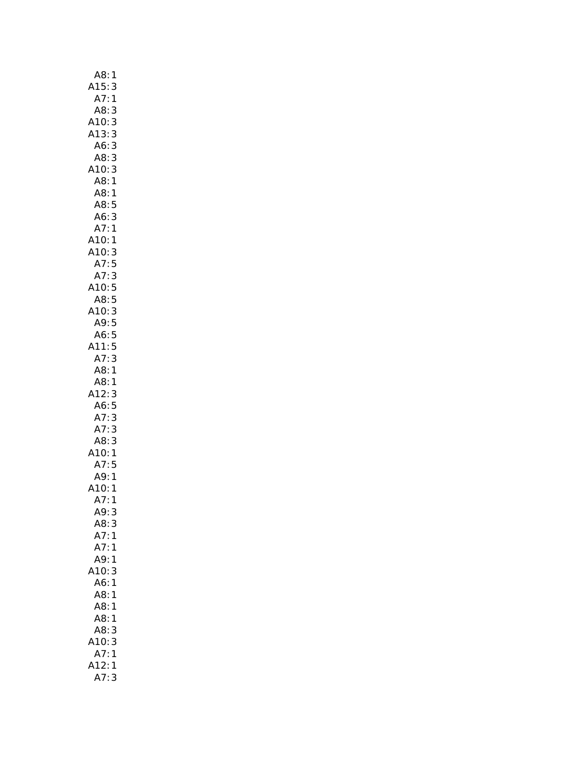A8: 1
A15: 3
A7: 1
A8: 3
A10: 3
A13: 3
A6: 3
A8: 3
A10: 3
A8: 1
A8: 1
A8: 5
A6: 3
A7: 1
A10: 1
A10: 3
A7: 5
A7: 3
A10: 5
A8: 5
A10: 3
A9: 5
A6: 5
A11: 5
A7: 3
A8: 1
A8: 1
A12: 3
A6: 5
A7: 3
A7: 3
A8: 3
A10: 1
A7: 5
A9: 1
A10: 1
A7: 1
A9: 3
A8: 3
A7: 1
A7: 1
A9: 1
A10: 3
A6: 1
A8: 1
A8: 1
A8: 1
A8: 3
A10: 3
A7: 1
A12: 1
A7: 3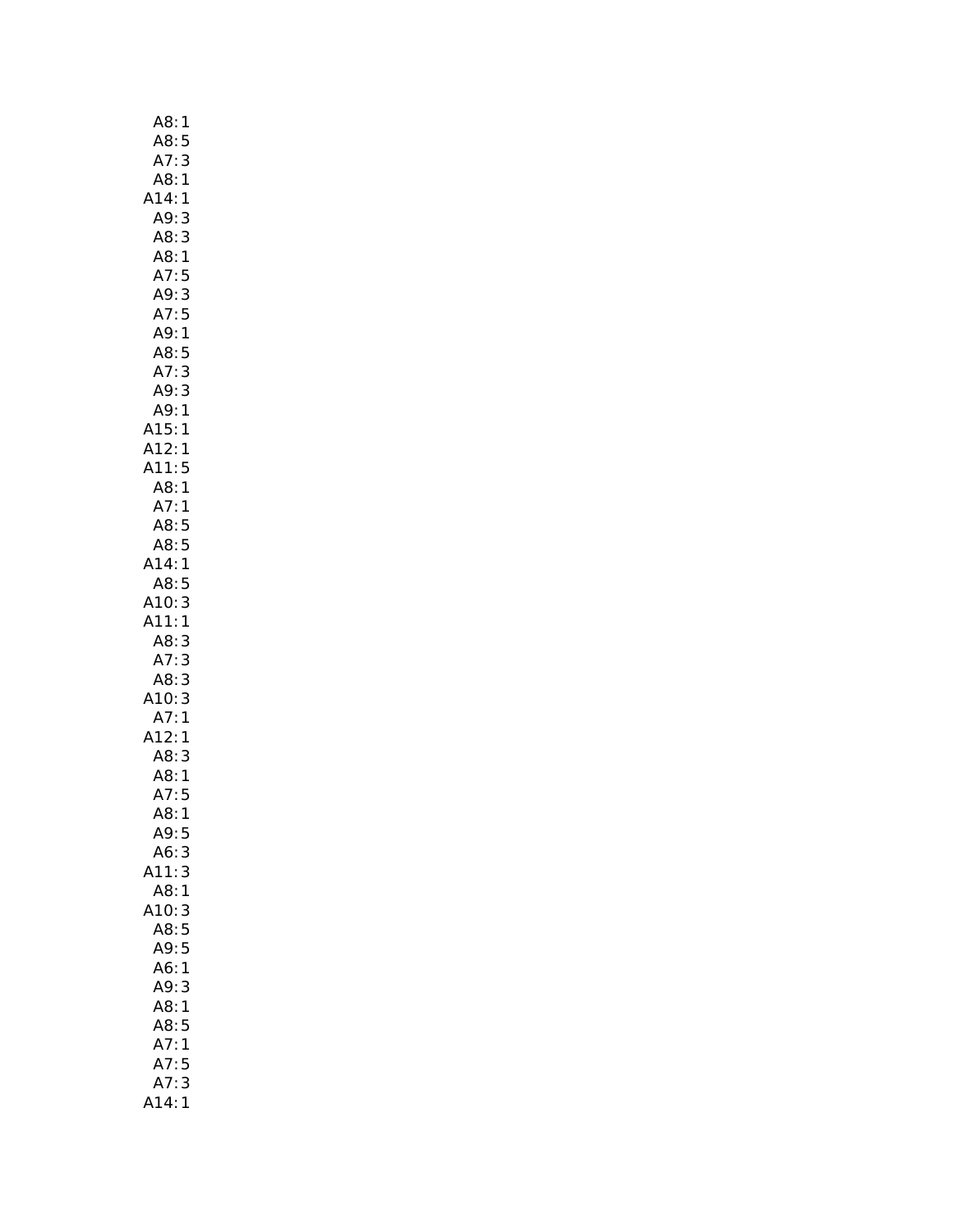A8: 1
A8: 5
A7: 3
A8: 1
A14: 1
A9: 3
A8: 3
A8: 1
A7: 5
A9: 3
A7: 5
A9: 1
A8: 5
A7: 3
A9: 3
A9: 1
A15: 1
A12: 1
A11: 5
A8: 1
A7: 1
A8: 5
A8: 5
A14: 1
A8: 5
A10: 3
A11: 1
A8: 3
A7: 3
A8: 3
A10: 3
A7: 1
A12: 1
A8: 3
A8: 1
A7: 5
A8: 1
A9: 5
A6: 3
A11: 3
A8: 1
A10: 3
A8: 5
A9: 5
A6: 1
A9: 3
A8: 1
A8: 5
A7: 1
A7: 5
A7: 3
A14: 1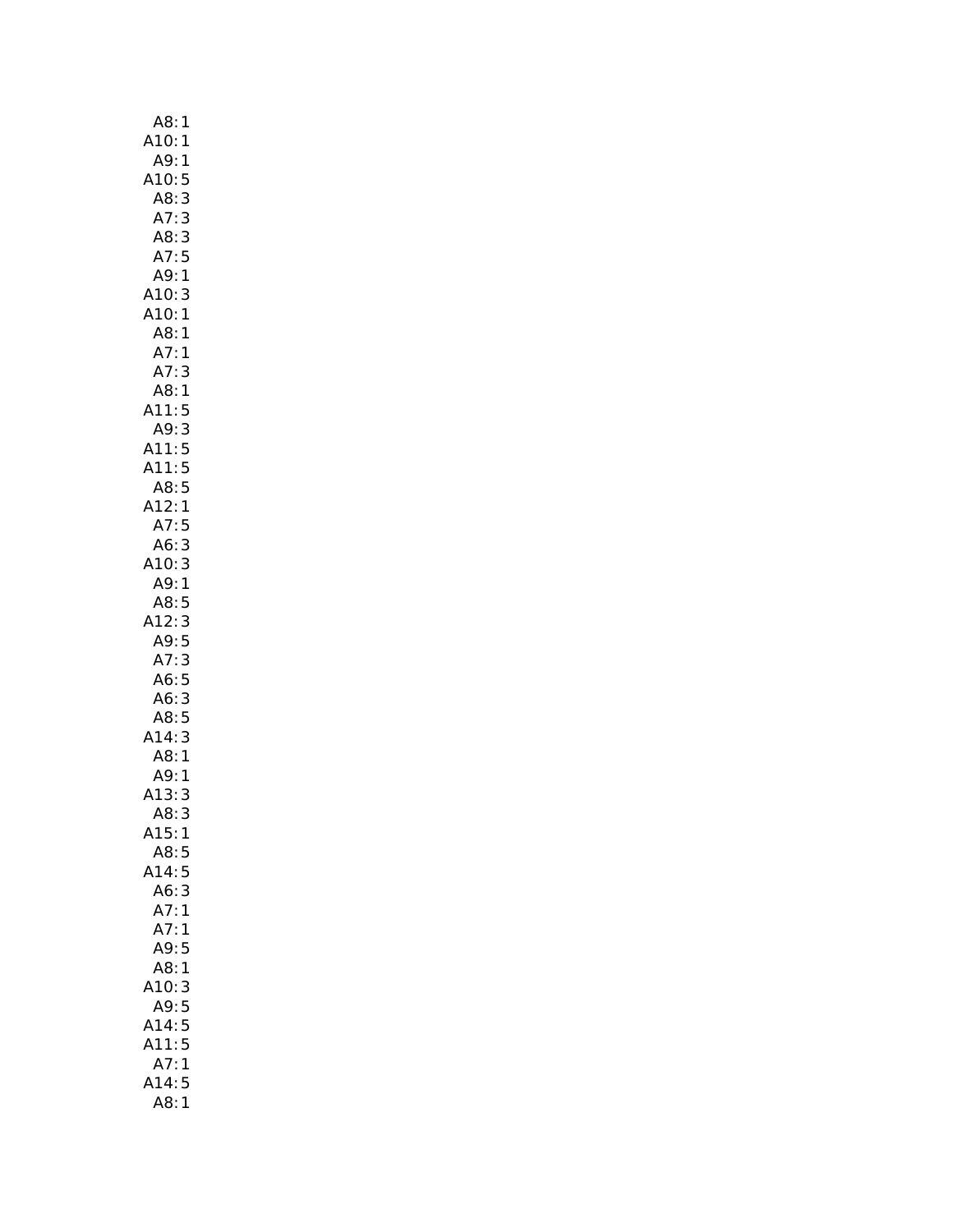A8: 1
A10: 1
A9: 1
A10: 5
A8: 3
A7: 3
A8: 3
A7: 5
A9: 1
A10: 3
A10: 1
A8: 1
A7: 1
A7: 3
A8: 1
A11: 5
A9: 3
A11: 5
A11: 5
A8: 5
A12: 1
A7: 5
A6: 3
A10: 3
A9: 1
A8: 5
A12: 3
A9: 5
A7: 3
A6: 5
A6: 3
A8: 5
A14: 3
A8: 1
A9: 1
A13: 3
A8: 3
A15: 1
A8: 5
A14: 5
A6: 3
A7: 1
A7: 1
A9: 5
A8: 1
A10: 3
A9: 5
A14: 5
A11: 5
A7: 1
A14: 5
A8: 1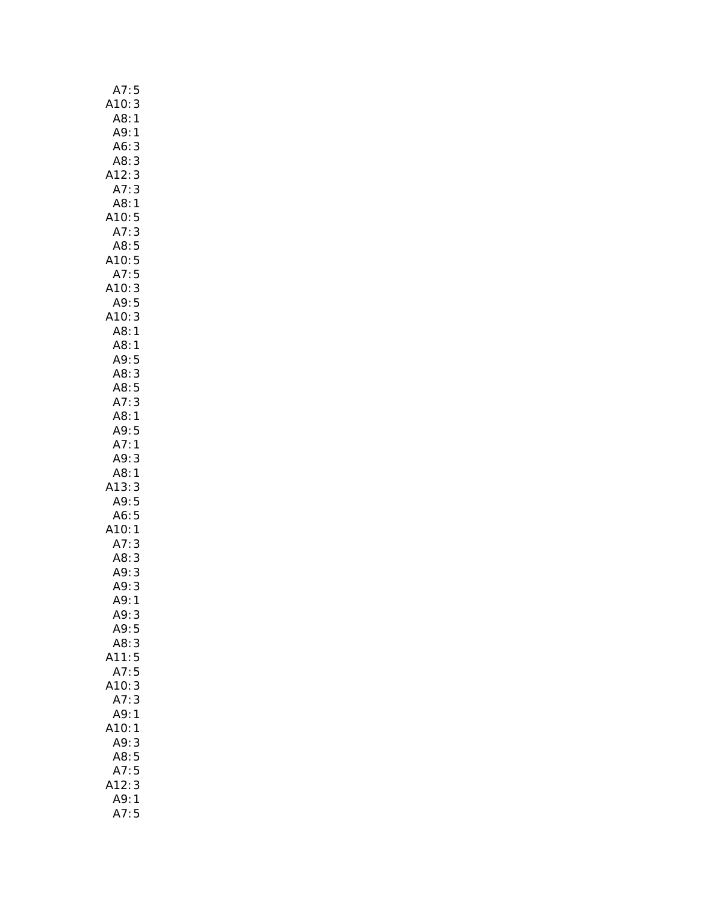A7: 5
A10: 3
A8: 1
A9: 1
A6: 3
A8: 3
A12: 3
A7: 3
A8: 1
A10: 5
A7: 3
A8: 5
A10: 5
A7: 5
A10: 3
A9: 5
A10: 3
A8: 1
A8: 1
A9: 5
A8: 3
A8: 5
A7: 3
A8: 1
A9: 5
A7: 1
A9: 3
A8: 1
A13: 3
A9: 5
A6: 5
A10: 1
A7: 3
A8: 3
A9: 3
A9: 3
A9: 1
A9: 3
A9: 5
A8: 3
A11: 5
A7: 5
A10: 3
A7: 3
A9: 1
A10: 1
A9: 3
A8: 5
A7: 5
A12: 3
A9: 1
A7: 5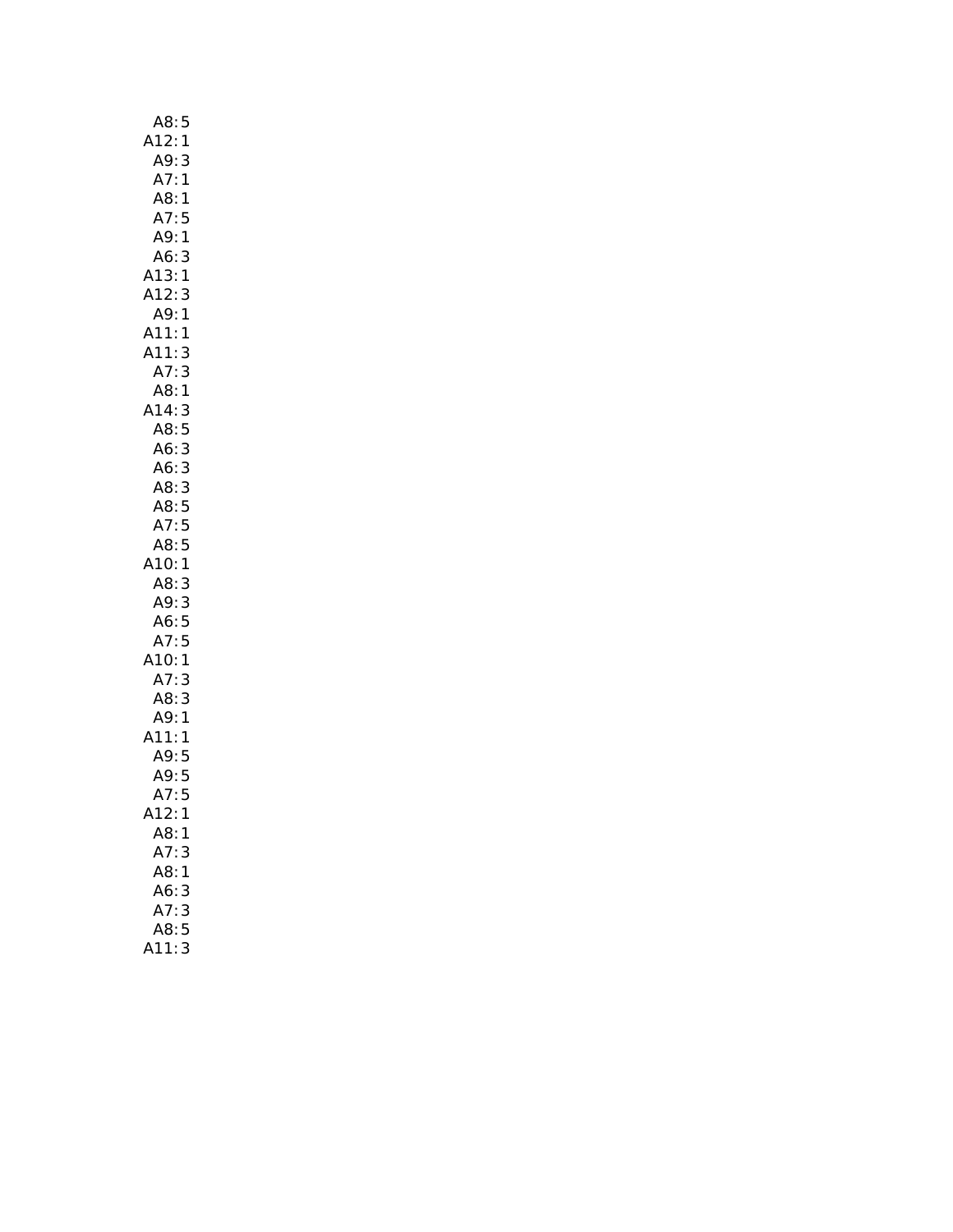A8: 5
A12: 1
A9: 3
A7: 1
A8: 1
A7: 5
A9: 1
A6: 3
A13: 1
A12: 3
A9: 1
A11: 1
A11: 3
A7: 3
A8: 1
A14: 3
A8: 5
A6: 3
A6: 3
A8: 3
A8: 5
A7: 5
A8: 5
A10: 1
A8: 3
A9: 3
A6: 5
A7: 5
A10: 1
A7: 3
A8: 3
A9: 1
A11: 1
A9: 5
A9: 5
A7: 5
A12: 1
A8: 1
A7: 3
A8: 1
A6: 3
A7: 3
A8: 5
A11: 3